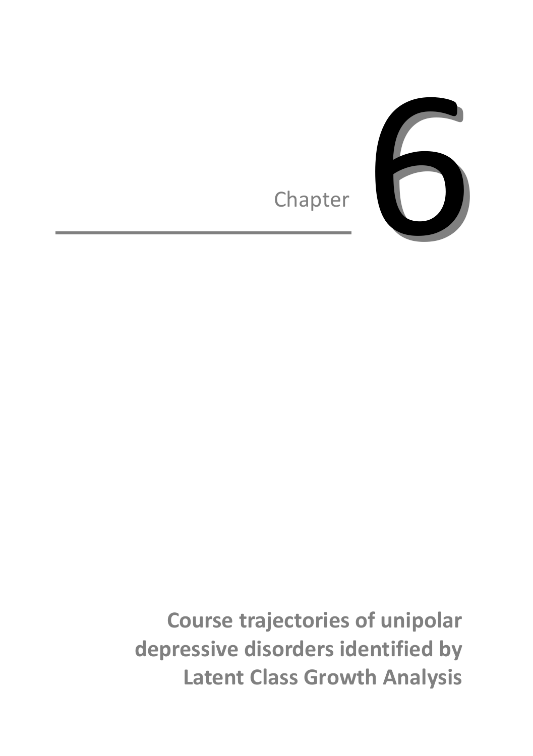Chapter 6

# Course trajectories of unipolar depressive disorders identified by Latent Class Growth Analysis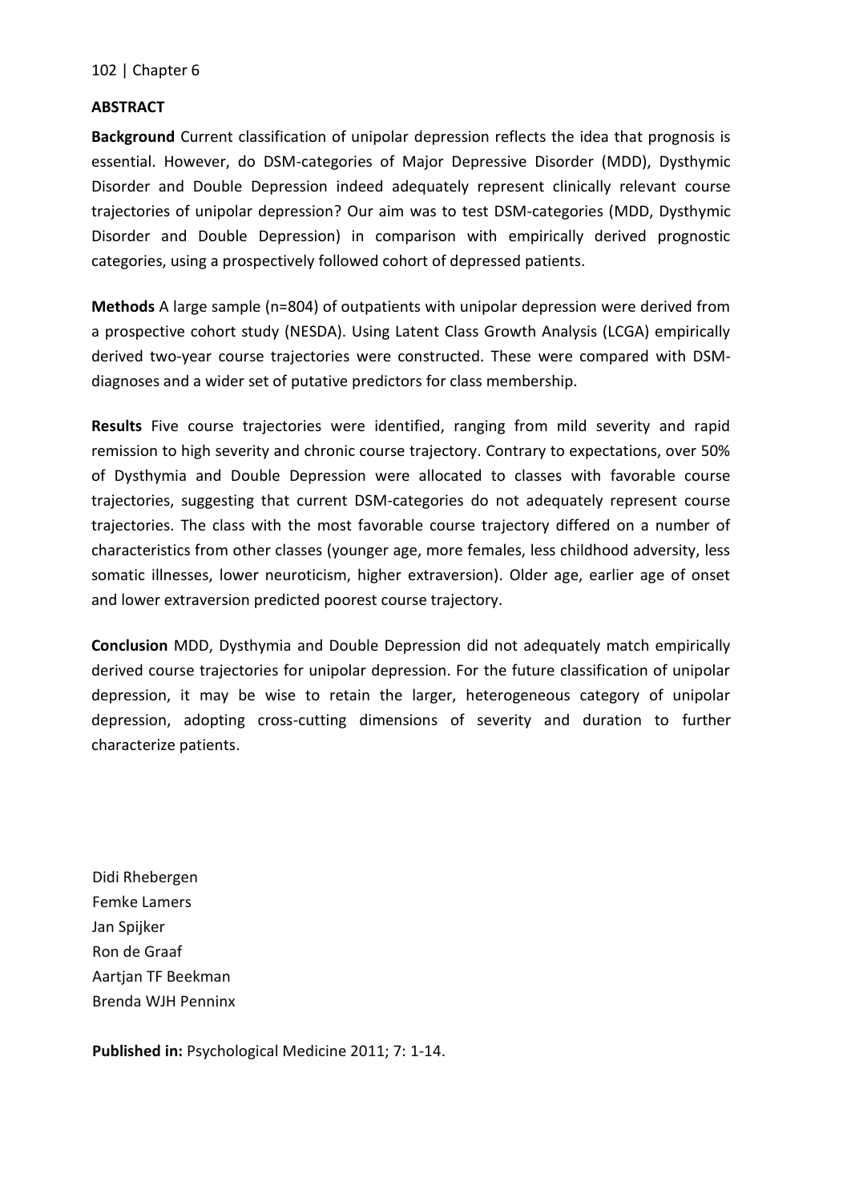## ABSTRACT

**Background** Current classification of unipolar depression reflects the idea that prognosis is essential. However, do DSM-categories of Major Depressive Disorder (MDD), Dysthymic Disorder and Double Depression indeed adequately represent clinically relevant course trajectories of unipolar depression? Our aim was to test DSM-categories (MDD, Dysthymic Disorder and Double Depression) in comparison with empirically derived prognostic categories, using a prospectively followed cohort of depressed patients.

**Methods** A large sample (n=804) of outpatients with unipolar depression were derived from a prospective cohort study (NESDA). Using Latent Class Growth Analysis (LCGA) empirically derived two-year course trajectories were constructed. These were compared with DSM-diagnoses and a wider set of putative predictors for class membership.

**Results** Five course trajectories were identified, ranging from mild severity and rapid remission to high severity and chronic course trajectory. Contrary to expectations, over 50% of Dysthymia and Double Depression were allocated to classes with favorable course trajectories, suggesting that current DSM-categories do not adequately represent course trajectories. The class with the most favorable course trajectory differed on a number of characteristics from other classes (younger age, more females, less childhood adversity, less somatic illnesses, lower neuroticism, higher extraversion). Older age, earlier age of onset and lower extraversion predicted poorest course trajectory.

**Conclusion** MDD, Dysthymia and Double Depression did not adequately match empirically derived course trajectories for unipolar depression. For the future classification of unipolar depression, it may be wise to retain the larger, heterogeneous category of unipolar depression, adopting cross-cutting dimensions of severity and duration to further characterize patients.

Didi Rhebergen
Femke Lamers
Jan Spijker
Ron de Graaf
Aartjan TF Beekman
Brenda WJH Penninx

**Published in:** Psychological Medicine 2011; 7: 1-14.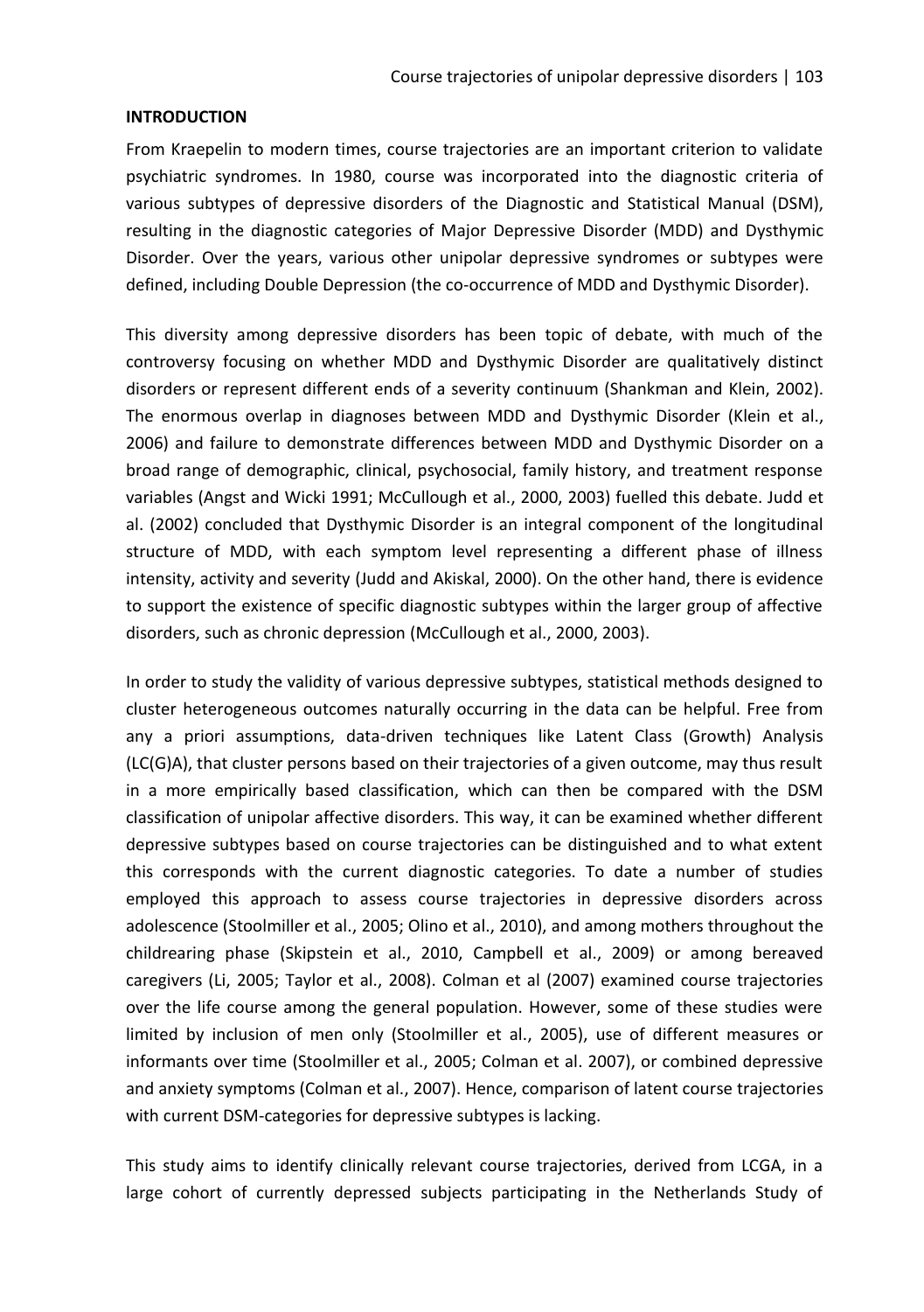## INTRODUCTION

From Kraepelin to modern times, course trajectories are an important criterion to validate psychiatric syndromes. In 1980, course was incorporated into the diagnostic criteria of various subtypes of depressive disorders of the Diagnostic and Statistical Manual (DSM), resulting in the diagnostic categories of Major Depressive Disorder (MDD) and Dysthymic Disorder. Over the years, various other unipolar depressive syndromes or subtypes were defined, including Double Depression (the co-occurrence of MDD and Dysthymic Disorder).

This diversity among depressive disorders has been topic of debate, with much of the controversy focusing on whether MDD and Dysthymic Disorder are qualitatively distinct disorders or represent different ends of a severity continuum (Shankman and Klein, 2002). The enormous overlap in diagnoses between MDD and Dysthymic Disorder (Klein et al., 2006) and failure to demonstrate differences between MDD and Dysthymic Disorder on a broad range of demographic, clinical, psychosocial, family history, and treatment response variables (Angst and Wicki 1991; McCullough et al., 2000, 2003) fuelled this debate. Judd et al. (2002) concluded that Dysthymic Disorder is an integral component of the longitudinal structure of MDD, with each symptom level representing a different phase of illness intensity, activity and severity (Judd and Akiskal, 2000). On the other hand, there is evidence to support the existence of specific diagnostic subtypes within the larger group of affective disorders, such as chronic depression (McCullough et al., 2000, 2003).

In order to study the validity of various depressive subtypes, statistical methods designed to cluster heterogeneous outcomes naturally occurring in the data can be helpful. Free from any a priori assumptions, data-driven techniques like Latent Class (Growth) Analysis (LC(G)A), that cluster persons based on their trajectories of a given outcome, may thus result in a more empirically based classification, which can then be compared with the DSM classification of unipolar affective disorders. This way, it can be examined whether different depressive subtypes based on course trajectories can be distinguished and to what extent this corresponds with the current diagnostic categories. To date a number of studies employed this approach to assess course trajectories in depressive disorders across adolescence (Stoolmiller et al., 2005; Olino et al., 2010), and among mothers throughout the childrearing phase (Skipstein et al., 2010, Campbell et al., 2009) or among bereaved caregivers (Li, 2005; Taylor et al., 2008). Colman et al (2007) examined course trajectories over the life course among the general population. However, some of these studies were limited by inclusion of men only (Stoolmiller et al., 2005), use of different measures or informants over time (Stoolmiller et al., 2005; Colman et al. 2007), or combined depressive and anxiety symptoms (Colman et al., 2007). Hence, comparison of latent course trajectories with current DSM-categories for depressive subtypes is lacking.

This study aims to identify clinically relevant course trajectories, derived from LCGA, in a large cohort of currently depressed subjects participating in the Netherlands Study of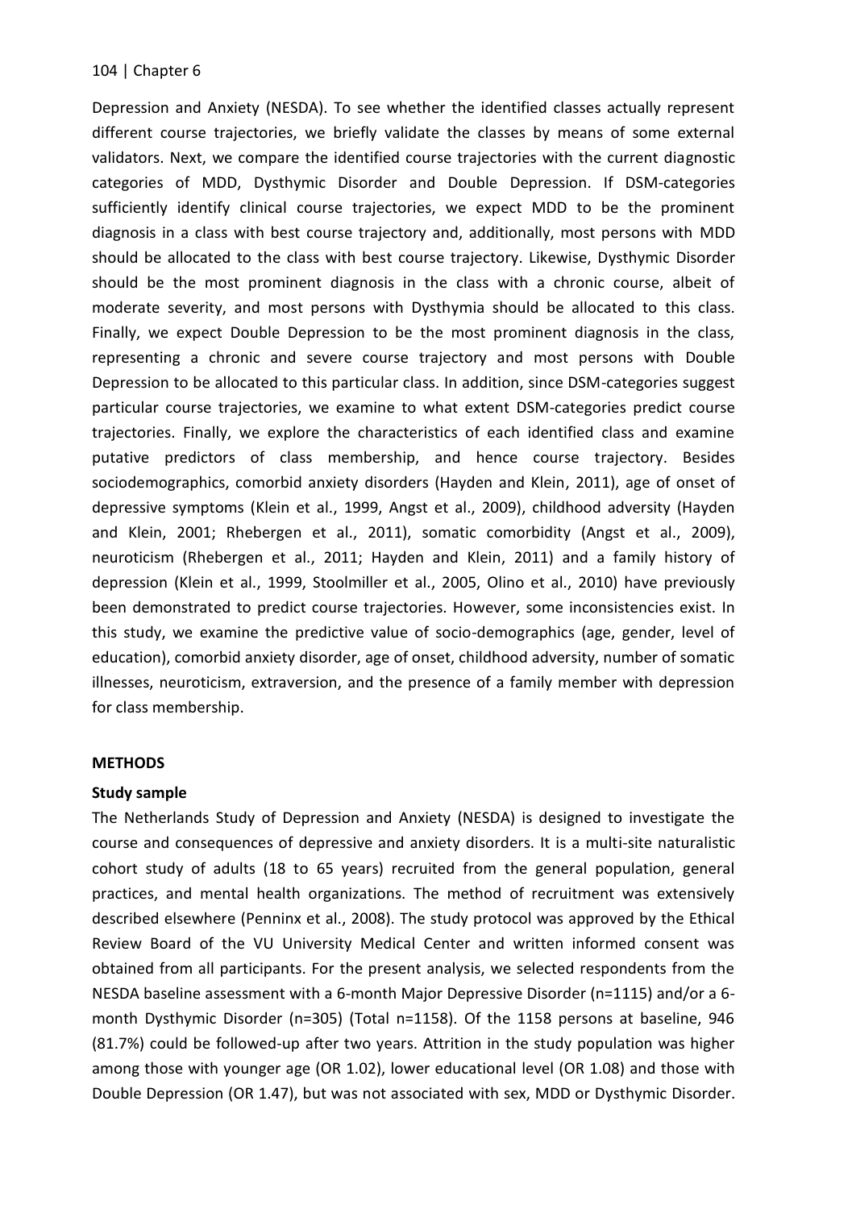Depression and Anxiety (NESDA). To see whether the identified classes actually represent different course trajectories, we briefly validate the classes by means of some external validators. Next, we compare the identified course trajectories with the current diagnostic categories of MDD, Dysthymic Disorder and Double Depression. If DSM-categories sufficiently identify clinical course trajectories, we expect MDD to be the prominent diagnosis in a class with best course trajectory and, additionally, most persons with MDD should be allocated to the class with best course trajectory. Likewise, Dysthymic Disorder should be the most prominent diagnosis in the class with a chronic course, albeit of moderate severity, and most persons with Dysthymia should be allocated to this class. Finally, we expect Double Depression to be the most prominent diagnosis in the class, representing a chronic and severe course trajectory and most persons with Double Depression to be allocated to this particular class. In addition, since DSM-categories suggest particular course trajectories, we examine to what extent DSM-categories predict course trajectories. Finally, we explore the characteristics of each identified class and examine putative predictors of class membership, and hence course trajectory. Besides sociodemographics, comorbid anxiety disorders (Hayden and Klein, 2011), age of onset of depressive symptoms (Klein et al., 1999, Angst et al., 2009), childhood adversity (Hayden and Klein, 2001; Rhebergen et al., 2011), somatic comorbidity (Angst et al., 2009), neuroticism (Rhebergen et al., 2011; Hayden and Klein, 2011) and a family history of depression (Klein et al., 1999, Stoolmiller et al., 2005, Olino et al., 2010) have previously been demonstrated to predict course trajectories. However, some inconsistencies exist. In this study, we examine the predictive value of socio-demographics (age, gender, level of education), comorbid anxiety disorder, age of onset, childhood adversity, number of somatic illnesses, neuroticism, extraversion, and the presence of a family member with depression for class membership.

## METHODS

### Study sample

The Netherlands Study of Depression and Anxiety (NESDA) is designed to investigate the course and consequences of depressive and anxiety disorders. It is a multi-site naturalistic cohort study of adults (18 to 65 years) recruited from the general population, general practices, and mental health organizations. The method of recruitment was extensively described elsewhere (Penninx et al., 2008). The study protocol was approved by the Ethical Review Board of the VU University Medical Center and written informed consent was obtained from all participants. For the present analysis, we selected respondents from the NESDA baseline assessment with a 6-month Major Depressive Disorder (n=1115) and/or a 6-month Dysthymic Disorder (n=305) (Total n=1158). Of the 1158 persons at baseline, 946 (81.7%) could be followed-up after two years. Attrition in the study population was higher among those with younger age (OR 1.02), lower educational level (OR 1.08) and those with Double Depression (OR 1.47), but was not associated with sex, MDD or Dysthymic Disorder.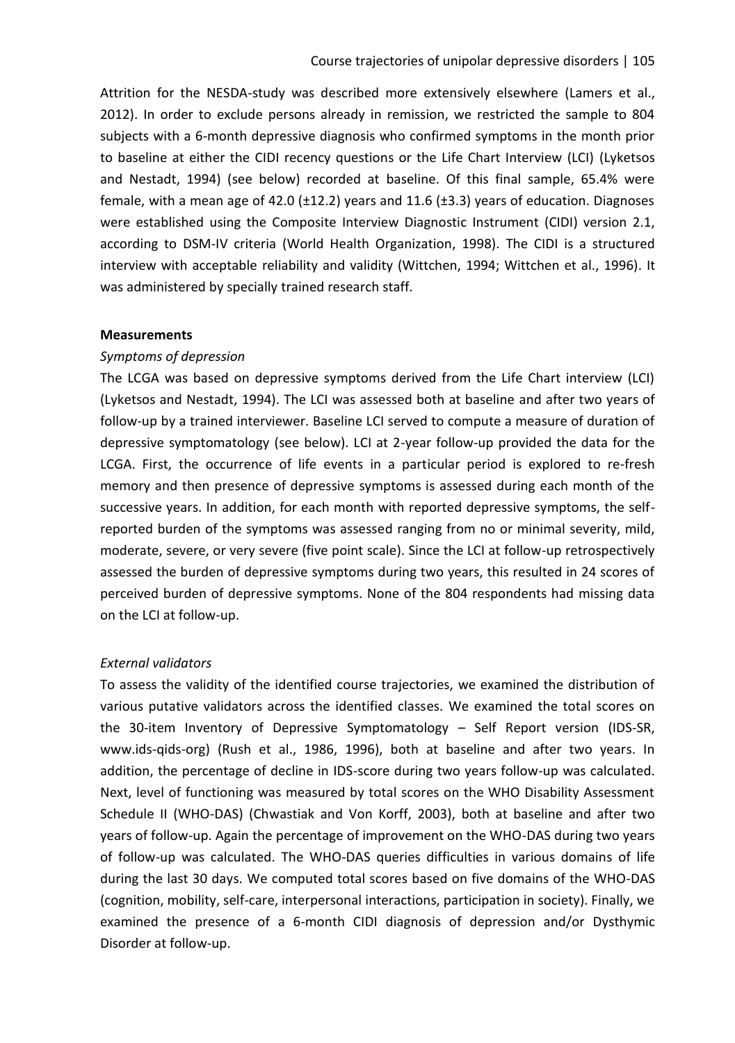Attrition for the NESDA-study was described more extensively elsewhere (Lamers et al., 2012). In order to exclude persons already in remission, we restricted the sample to 804 subjects with a 6-month depressive diagnosis who confirmed symptoms in the month prior to baseline at either the CIDI recency questions or the Life Chart Interview (LCI) (Lyketsos and Nestadt, 1994) (see below) recorded at baseline. Of this final sample, 65.4% were female, with a mean age of 42.0 (±12.2) years and 11.6 (±3.3) years of education. Diagnoses were established using the Composite Interview Diagnostic Instrument (CIDI) version 2.1, according to DSM-IV criteria (World Health Organization, 1998). The CIDI is a structured interview with acceptable reliability and validity (Wittchen, 1994; Wittchen et al., 1996). It was administered by specially trained research staff.

**Measurements**

*Symptoms of depression*

The LCGA was based on depressive symptoms derived from the Life Chart interview (LCI) (Lyketsos and Nestadt, 1994). The LCI was assessed both at baseline and after two years of follow-up by a trained interviewer. Baseline LCI served to compute a measure of duration of depressive symptomatology (see below). LCI at 2-year follow-up provided the data for the LCGA. First, the occurrence of life events in a particular period is explored to re-fresh memory and then presence of depressive symptoms is assessed during each month of the successive years. In addition, for each month with reported depressive symptoms, the self-reported burden of the symptoms was assessed ranging from no or minimal severity, mild, moderate, severe, or very severe (five point scale). Since the LCI at follow-up retrospectively assessed the burden of depressive symptoms during two years, this resulted in 24 scores of perceived burden of depressive symptoms. None of the 804 respondents had missing data on the LCI at follow-up.

*External validators*

To assess the validity of the identified course trajectories, we examined the distribution of various putative validators across the identified classes. We examined the total scores on the 30-item Inventory of Depressive Symptomatology – Self Report version (IDS-SR, www.ids-qids-org) (Rush et al., 1986, 1996), both at baseline and after two years. In addition, the percentage of decline in IDS-score during two years follow-up was calculated. Next, level of functioning was measured by total scores on the WHO Disability Assessment Schedule II (WHO-DAS) (Chwastiak and Von Korff, 2003), both at baseline and after two years of follow-up. Again the percentage of improvement on the WHO-DAS during two years of follow-up was calculated. The WHO-DAS queries difficulties in various domains of life during the last 30 days. We computed total scores based on five domains of the WHO-DAS (cognition, mobility, self-care, interpersonal interactions, participation in society). Finally, we examined the presence of a 6-month CIDI diagnosis of depression and/or Dysthymic Disorder at follow-up.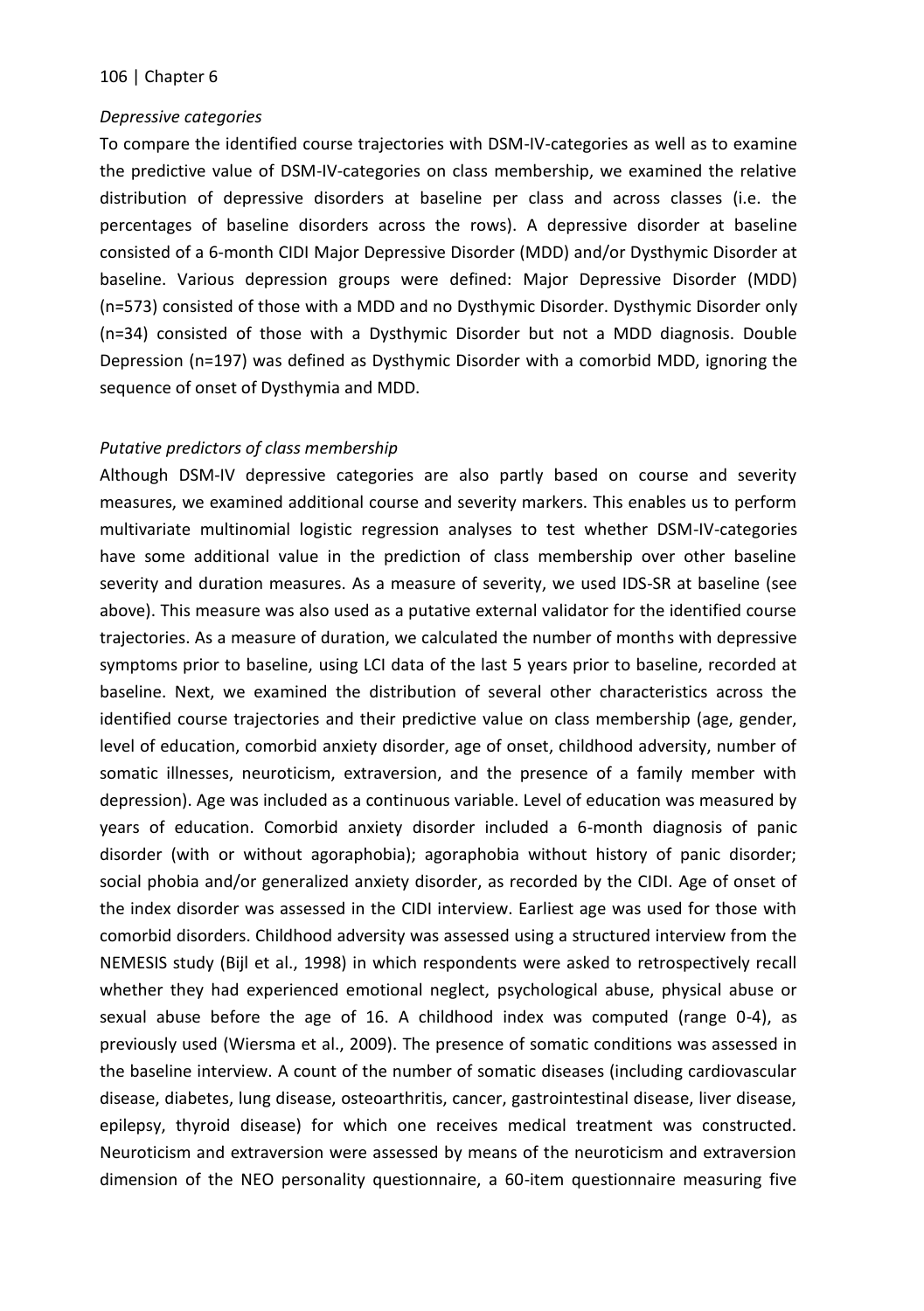*Depressive categories*

To compare the identified course trajectories with DSM-IV-categories as well as to examine the predictive value of DSM-IV-categories on class membership, we examined the relative distribution of depressive disorders at baseline per class and across classes (i.e. the percentages of baseline disorders across the rows). A depressive disorder at baseline consisted of a 6-month CIDI Major Depressive Disorder (MDD) and/or Dysthymic Disorder at baseline. Various depression groups were defined: Major Depressive Disorder (MDD) (n=573) consisted of those with a MDD and no Dysthymic Disorder. Dysthymic Disorder only (n=34) consisted of those with a Dysthymic Disorder but not a MDD diagnosis. Double Depression (n=197) was defined as Dysthymic Disorder with a comorbid MDD, ignoring the sequence of onset of Dysthymia and MDD.

*Putative predictors of class membership*

Although DSM-IV depressive categories are also partly based on course and severity measures, we examined additional course and severity markers. This enables us to perform multivariate multinomial logistic regression analyses to test whether DSM-IV-categories have some additional value in the prediction of class membership over other baseline severity and duration measures. As a measure of severity, we used IDS-SR at baseline (see above). This measure was also used as a putative external validator for the identified course trajectories. As a measure of duration, we calculated the number of months with depressive symptoms prior to baseline, using LCI data of the last 5 years prior to baseline, recorded at baseline. Next, we examined the distribution of several other characteristics across the identified course trajectories and their predictive value on class membership (age, gender, level of education, comorbid anxiety disorder, age of onset, childhood adversity, number of somatic illnesses, neuroticism, extraversion, and the presence of a family member with depression). Age was included as a continuous variable. Level of education was measured by years of education. Comorbid anxiety disorder included a 6-month diagnosis of panic disorder (with or without agoraphobia); agoraphobia without history of panic disorder; social phobia and/or generalized anxiety disorder, as recorded by the CIDI. Age of onset of the index disorder was assessed in the CIDI interview. Earliest age was used for those with comorbid disorders. Childhood adversity was assessed using a structured interview from the NEMESIS study (Bijl et al., 1998) in which respondents were asked to retrospectively recall whether they had experienced emotional neglect, psychological abuse, physical abuse or sexual abuse before the age of 16. A childhood index was computed (range 0-4), as previously used (Wiersma et al., 2009). The presence of somatic conditions was assessed in the baseline interview. A count of the number of somatic diseases (including cardiovascular disease, diabetes, lung disease, osteoarthritis, cancer, gastrointestinal disease, liver disease, epilepsy, thyroid disease) for which one receives medical treatment was constructed. Neuroticism and extraversion were assessed by means of the neuroticism and extraversion dimension of the NEO personality questionnaire, a 60-item questionnaire measuring five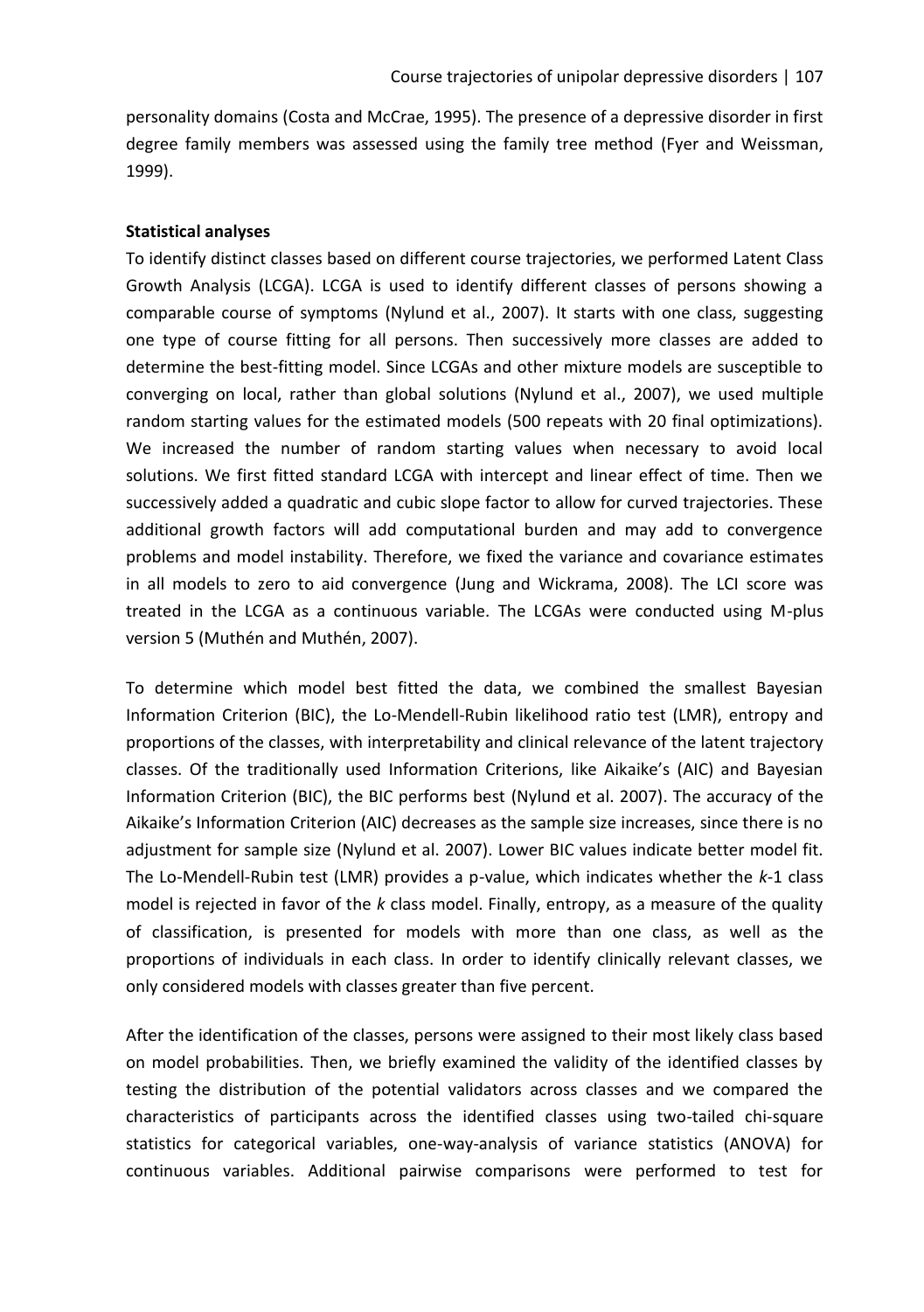personality domains (Costa and McCrae, 1995). The presence of a depressive disorder in first degree family members was assessed using the family tree method (Fyer and Weissman, 1999).

**Statistical analyses**

To identify distinct classes based on different course trajectories, we performed Latent Class Growth Analysis (LCGA). LCGA is used to identify different classes of persons showing a comparable course of symptoms (Nylund et al., 2007). It starts with one class, suggesting one type of course fitting for all persons. Then successively more classes are added to determine the best-fitting model. Since LCGAs and other mixture models are susceptible to converging on local, rather than global solutions (Nylund et al., 2007), we used multiple random starting values for the estimated models (500 repeats with 20 final optimizations). We increased the number of random starting values when necessary to avoid local solutions. We first fitted standard LCGA with intercept and linear effect of time. Then we successively added a quadratic and cubic slope factor to allow for curved trajectories. These additional growth factors will add computational burden and may add to convergence problems and model instability. Therefore, we fixed the variance and covariance estimates in all models to zero to aid convergence (Jung and Wickrama, 2008). The LCI score was treated in the LCGA as a continuous variable. The LCGAs were conducted using M-plus version 5 (Muthén and Muthén, 2007).

To determine which model best fitted the data, we combined the smallest Bayesian Information Criterion (BIC), the Lo-Mendell-Rubin likelihood ratio test (LMR), entropy and proportions of the classes, with interpretability and clinical relevance of the latent trajectory classes. Of the traditionally used Information Criterions, like Aikaike's (AIC) and Bayesian Information Criterion (BIC), the BIC performs best (Nylund et al. 2007). The accuracy of the Aikaike's Information Criterion (AIC) decreases as the sample size increases, since there is no adjustment for sample size (Nylund et al. 2007). Lower BIC values indicate better model fit. The Lo-Mendell-Rubin test (LMR) provides a p-value, which indicates whether the $k$-1 class model is rejected in favor of the $k$ class model. Finally, entropy, as a measure of the quality of classification, is presented for models with more than one class, as well as the proportions of individuals in each class. In order to identify clinically relevant classes, we only considered models with classes greater than five percent.

After the identification of the classes, persons were assigned to their most likely class based on model probabilities. Then, we briefly examined the validity of the identified classes by testing the distribution of the potential validators across classes and we compared the characteristics of participants across the identified classes using two-tailed chi-square statistics for categorical variables, one-way-analysis of variance statistics (ANOVA) for continuous variables. Additional pairwise comparisons were performed to test for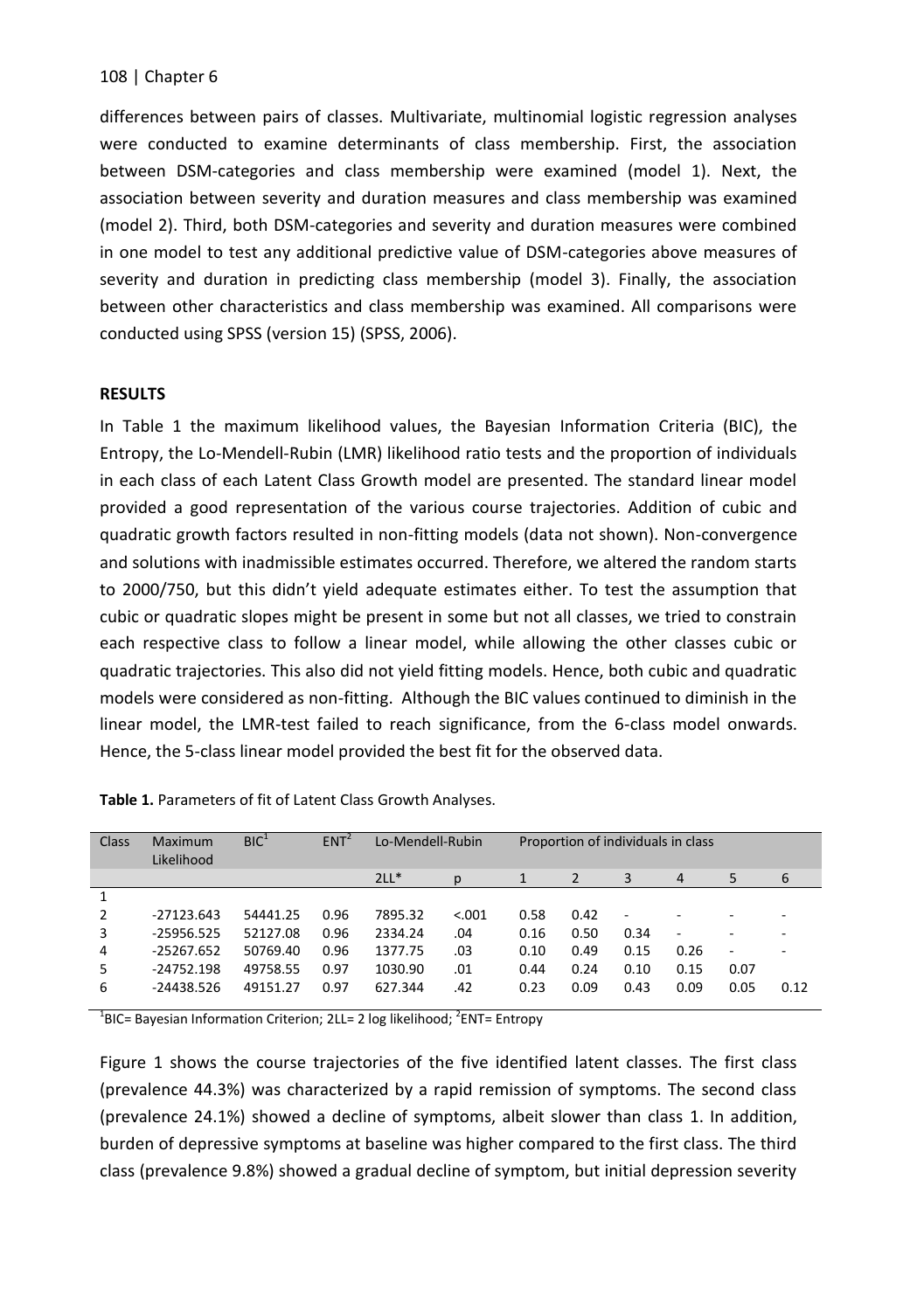differences between pairs of classes. Multivariate, multinomial logistic regression analyses were conducted to examine determinants of class membership. First, the association between DSM-categories and class membership were examined (model 1). Next, the association between severity and duration measures and class membership was examined (model 2). Third, both DSM-categories and severity and duration measures were combined in one model to test any additional predictive value of DSM-categories above measures of severity and duration in predicting class membership (model 3). Finally, the association between other characteristics and class membership was examined. All comparisons were conducted using SPSS (version 15) (SPSS, 2006).

## RESULTS

In Table 1 the maximum likelihood values, the Bayesian Information Criteria (BIC), the Entropy, the Lo-Mendell-Rubin (LMR) likelihood ratio tests and the proportion of individuals in each class of each Latent Class Growth model are presented. The standard linear model provided a good representation of the various course trajectories. Addition of cubic and quadratic growth factors resulted in non-fitting models (data not shown). Non-convergence and solutions with inadmissible estimates occurred. Therefore, we altered the random starts to 2000/750, but this didn't yield adequate estimates either. To test the assumption that cubic or quadratic slopes might be present in some but not all classes, we tried to constrain each respective class to follow a linear model, while allowing the other classes cubic or quadratic trajectories. This also did not yield fitting models. Hence, both cubic and quadratic models were considered as non-fitting. Although the BIC values continued to diminish in the linear model, the LMR-test failed to reach significance, from the 6-class model onwards. Hence, the 5-class linear model provided the best fit for the observed data.

**Table 1.** Parameters of fit of Latent Class Growth Analyses.

| Class | Maximum Likelihood | BIC[1] | ENT[2] | Lo-Mendell-Rubin | | Proportion of individuals in class | | | | | |
|---|---|---|---|---|---|---|---|---|---|---|---|
| | | | | 2LL* | p | 1 | 2 | 3 | 4 | 5 | 6 |
| 1 | | | | | | | | | | | |
| 2 | -27123.643 | 54441.25 | 0.96 | 7895.32 | <.001 | 0.58 | 0.42 | - | - | - | - |
| 3 | -25956.525 | 52127.08 | 0.96 | 2334.24 | .04 | 0.16 | 0.50 | 0.34 | - | - | - |
| 4 | -25267.652 | 50769.40 | 0.96 | 1377.75 | .03 | 0.10 | 0.49 | 0.15 | 0.26 | - | - |
| 5 | -24752.198 | 49758.55 | 0.97 | 1030.90 | .01 | 0.44 | 0.24 | 0.10 | 0.15 | 0.07 | |
| 6 | -24438.526 | 49151.27 | 0.97 | 627.344 | .42 | 0.23 | 0.09 | 0.43 | 0.09 | 0.05 | 0.12 |

[1]BIC= Bayesian Information Criterion; 2LL= 2 log likelihood; [2]ENT= Entropy

Figure 1 shows the course trajectories of the five identified latent classes. The first class (prevalence 44.3%) was characterized by a rapid remission of symptoms. The second class (prevalence 24.1%) showed a decline of symptoms, albeit slower than class 1. In addition, burden of depressive symptoms at baseline was higher compared to the first class. The third class (prevalence 9.8%) showed a gradual decline of symptom, but initial depression severity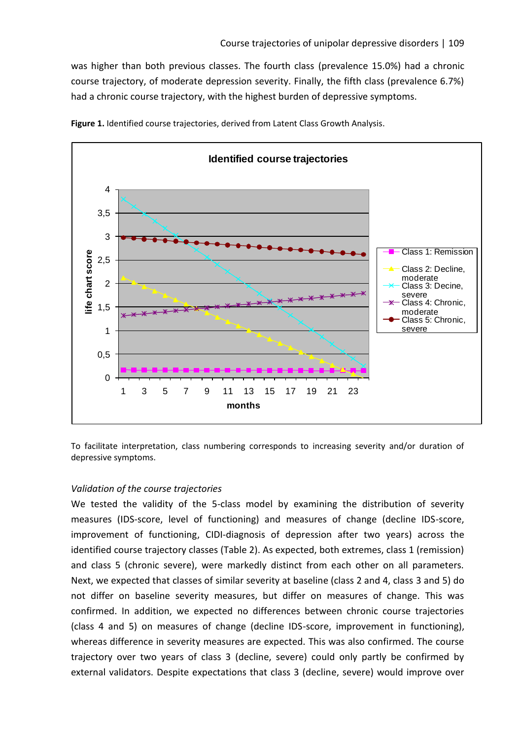was higher than both previous classes. The fourth class (prevalence 15.0%) had a chronic course trajectory, of moderate depression severity. Finally, the fifth class (prevalence 6.7%) had a chronic course trajectory, with the highest burden of depressive symptoms.

**Figure 1.** Identified course trajectories, derived from Latent Class Growth Analysis.

To facilitate interpretation, class numbering corresponds to increasing severity and/or duration of depressive symptoms.

*Validation of the course trajectories*

We tested the validity of the 5-class model by examining the distribution of severity measures (IDS-score, level of functioning) and measures of change (decline IDS-score, improvement of functioning, CIDI-diagnosis of depression after two years) across the identified course trajectory classes (Table 2). As expected, both extremes, class 1 (remission) and class 5 (chronic severe), were markedly distinct from each other on all parameters. Next, we expected that classes of similar severity at baseline (class 2 and 4, class 3 and 5) do not differ on baseline severity measures, but differ on measures of change. This was confirmed. In addition, we expected no differences between chronic course trajectories (class 4 and 5) on measures of change (decline IDS-score, improvement in functioning), whereas difference in severity measures are expected. This was also confirmed. The course trajectory over two years of class 3 (decline, severe) could only partly be confirmed by external validators. Despite expectations that class 3 (decline, severe) would improve over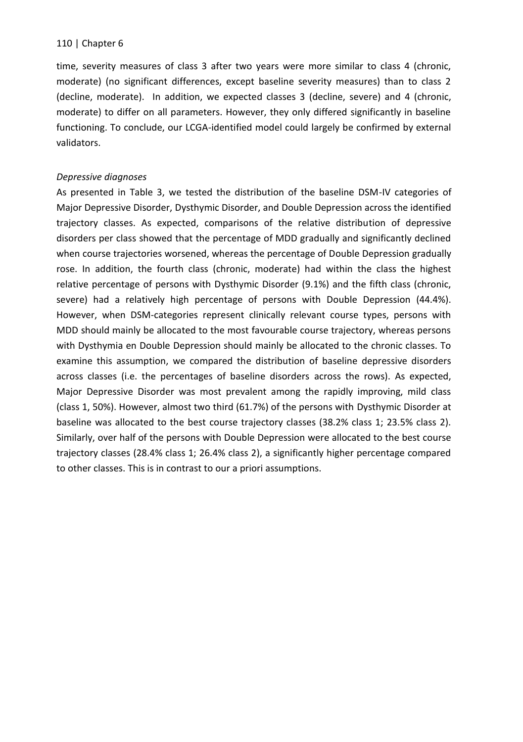time, severity measures of class 3 after two years were more similar to class 4 (chronic, moderate) (no significant differences, except baseline severity measures) than to class 2 (decline, moderate). In addition, we expected classes 3 (decline, severe) and 4 (chronic, moderate) to differ on all parameters. However, they only differed significantly in baseline functioning. To conclude, our LCGA-identified model could largely be confirmed by external validators.

*Depressive diagnoses*

As presented in Table 3, we tested the distribution of the baseline DSM-IV categories of Major Depressive Disorder, Dysthymic Disorder, and Double Depression across the identified trajectory classes. As expected, comparisons of the relative distribution of depressive disorders per class showed that the percentage of MDD gradually and significantly declined when course trajectories worsened, whereas the percentage of Double Depression gradually rose. In addition, the fourth class (chronic, moderate) had within the class the highest relative percentage of persons with Dysthymic Disorder (9.1%) and the fifth class (chronic, severe) had a relatively high percentage of persons with Double Depression (44.4%). However, when DSM-categories represent clinically relevant course types, persons with MDD should mainly be allocated to the most favourable course trajectory, whereas persons with Dysthymia en Double Depression should mainly be allocated to the chronic classes. To examine this assumption, we compared the distribution of baseline depressive disorders across classes (i.e. the percentages of baseline disorders across the rows). As expected, Major Depressive Disorder was most prevalent among the rapidly improving, mild class (class 1, 50%). However, almost two third (61.7%) of the persons with Dysthymic Disorder at baseline was allocated to the best course trajectory classes (38.2% class 1; 23.5% class 2). Similarly, over half of the persons with Double Depression were allocated to the best course trajectory classes (28.4% class 1; 26.4% class 2), a significantly higher percentage compared to other classes. This is in contrast to our a priori assumptions.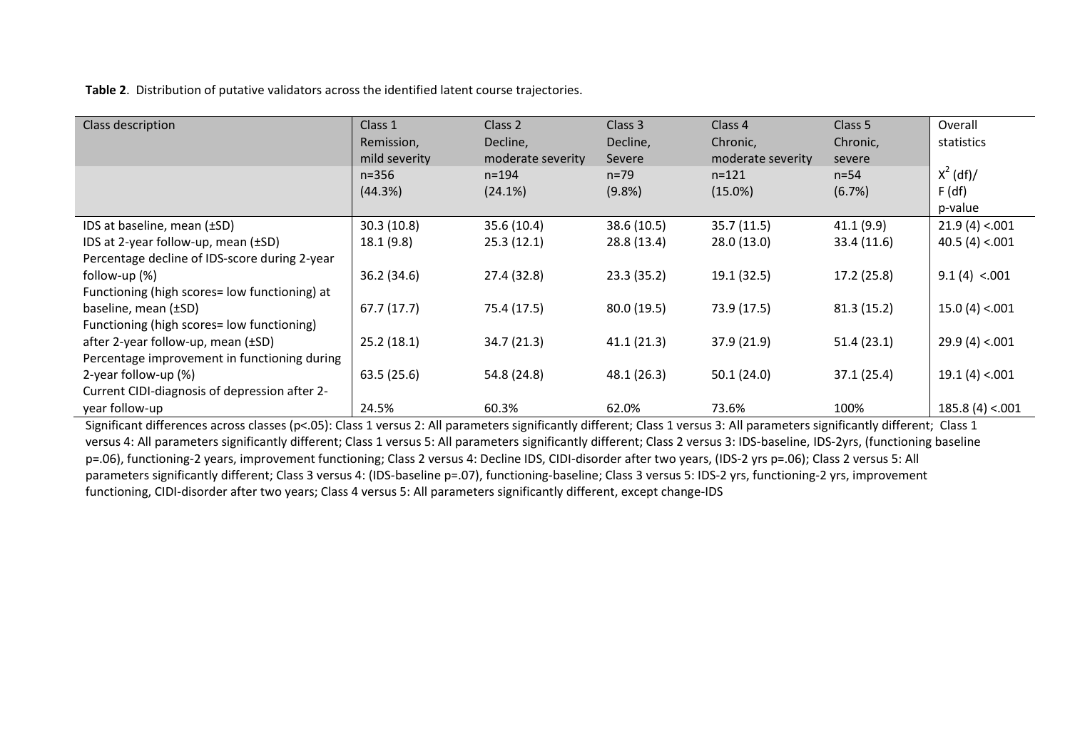**Table 2**. Distribution of putative validators across the identified latent course trajectories.

| Class description | Class 1 Remission, mild severity | Class 2 Decline, moderate severity | Class 3 Decline, Severe | Class 4 Chronic, moderate severity | Class 5 Chronic, severe | Overall statistics |
|---|---|---|---|---|---|---|
| | n=356 (44.3%) | n=194 (24.1%) | n=79 (9.8%) | n=121 (15.0%) | n=54 (6.7%) | $X^2$ (df)/ F (df) p-value |
| IDS at baseline, mean (±SD) | 30.3 (10.8) | 35.6 (10.4) | 38.6 (10.5) | 35.7 (11.5) | 41.1 (9.9) | 21.9 (4) <.001 |
| IDS at 2-year follow-up, mean (±SD) | 18.1 (9.8) | 25.3 (12.1) | 28.8 (13.4) | 28.0 (13.0) | 33.4 (11.6) | 40.5 (4) <.001 |
| Percentage decline of IDS-score during 2-year follow-up (%) | 36.2 (34.6) | 27.4 (32.8) | 23.3 (35.2) | 19.1 (32.5) | 17.2 (25.8) | 9.1 (4) <.001 |
| Functioning (high scores= low functioning) at baseline, mean (±SD) | 67.7 (17.7) | 75.4 (17.5) | 80.0 (19.5) | 73.9 (17.5) | 81.3 (15.2) | 15.0 (4) <.001 |
| Functioning (high scores= low functioning) after 2-year follow-up, mean (±SD) | 25.2 (18.1) | 34.7 (21.3) | 41.1 (21.3) | 37.9 (21.9) | 51.4 (23.1) | 29.9 (4) <.001 |
| Percentage improvement in functioning during 2-year follow-up (%) | 63.5 (25.6) | 54.8 (24.8) | 48.1 (26.3) | 50.1 (24.0) | 37.1 (25.4) | 19.1 (4) <.001 |
| Current CIDI-diagnosis of depression after 2-year follow-up | 24.5% | 60.3% | 62.0% | 73.6% | 100% | 185.8 (4) <.001 |

Significant differences across classes (p<.05): Class 1 versus 2: All parameters significantly different; Class 1 versus 3: All parameters significantly different; Class 1 versus 4: All parameters significantly different; Class 1 versus 5: All parameters significantly different; Class 2 versus 3: IDS-baseline, IDS-2yrs, (functioning baseline p=.06), functioning-2 years, improvement functioning; Class 2 versus 4: Decline IDS, CIDI-disorder after two years, (IDS-2 yrs p=.06); Class 2 versus 5: All parameters significantly different; Class 3 versus 4: (IDS-baseline p=.07), functioning-baseline; Class 3 versus 5: IDS-2 yrs, functioning-2 yrs, improvement functioning, CIDI-disorder after two years; Class 4 versus 5: All parameters significantly different, except change-IDS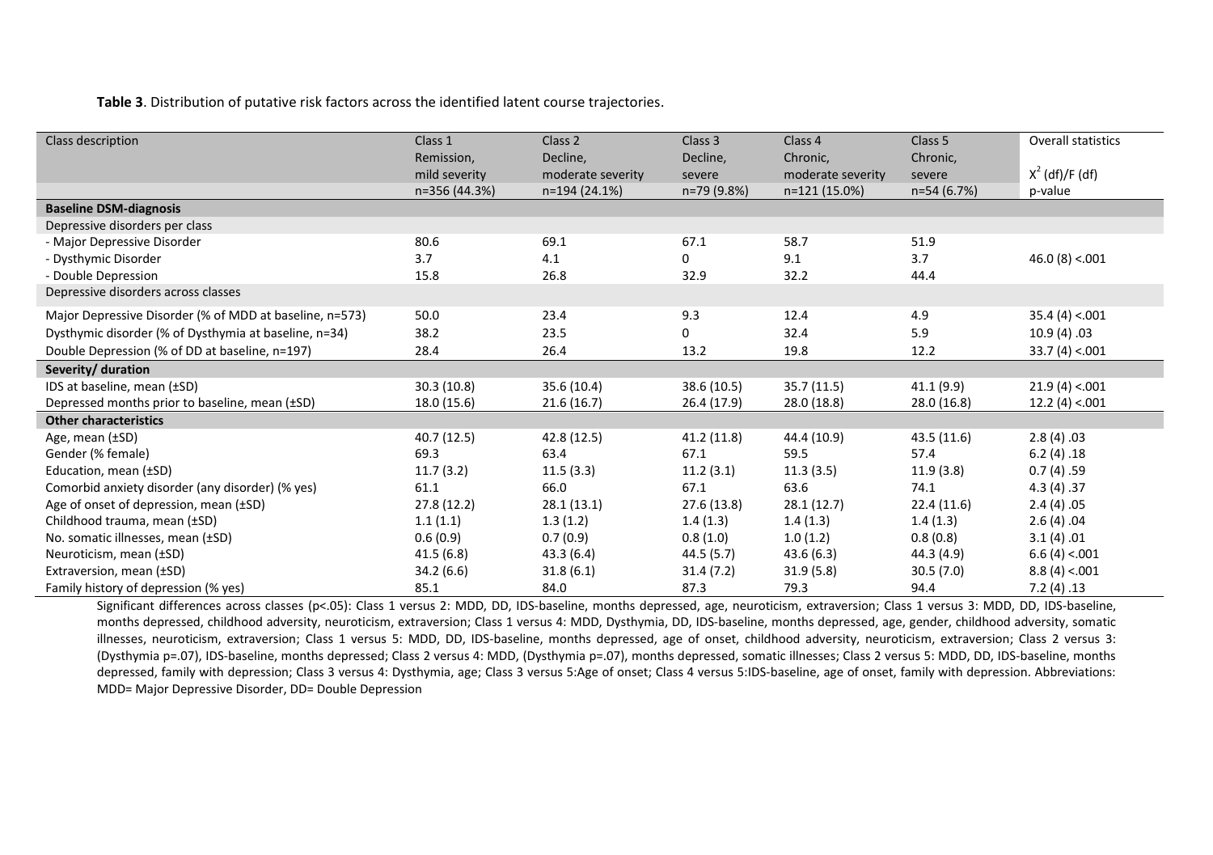**Table 3**. Distribution of putative risk factors across the identified latent course trajectories.

| Class description | Class 1<br>Remission,<br>mild severity<br>n=356 (44.3%) | Class 2<br>Decline,<br>moderate severity<br>n=194 (24.1%) | Class 3<br>Decline,<br>severe<br>n=79 (9.8%) | Class 4<br>Chronic,<br>moderate severity<br>n=121 (15.0%) | Class 5<br>Chronic,<br>severe<br>n=54 (6.7%) | Overall statistics<br>$X^2$ (df)/F (df)<br>p-value |
|---|---|---|---|---|---|---|
| **Baseline DSM-diagnosis** | | | | | | |
| Depressive disorders per class | | | | | | |
| - Major Depressive Disorder | 80.6 | 69.1 | 67.1 | 58.7 | 51.9 | |
| - Dysthymic Disorder | 3.7 | 4.1 | 0 | 9.1 | 3.7 | 46.0 (8) <.001 |
| - Double Depression | 15.8 | 26.8 | 32.9 | 32.2 | 44.4 | |
| Depressive disorders across classes | | | | | | |
| Major Depressive Disorder (% of MDD at baseline, n=573) | 50.0 | 23.4 | 9.3 | 12.4 | 4.9 | 35.4 (4) <.001 |
| Dysthymic disorder (% of Dysthymia at baseline, n=34) | 38.2 | 23.5 | 0 | 32.4 | 5.9 | 10.9 (4) .03 |
| Double Depression (% of DD at baseline, n=197) | 28.4 | 26.4 | 13.2 | 19.8 | 12.2 | 33.7 (4) <.001 |
| **Severity/ duration** | | | | | | |
| IDS at baseline, mean (±SD) | 30.3 (10.8) | 35.6 (10.4) | 38.6 (10.5) | 35.7 (11.5) | 41.1 (9.9) | 21.9 (4) <.001 |
| Depressed months prior to baseline, mean (±SD) | 18.0 (15.6) | 21.6 (16.7) | 26.4 (17.9) | 28.0 (18.8) | 28.0 (16.8) | 12.2 (4) <.001 |
| **Other characteristics** | | | | | | |
| Age, mean (±SD) | 40.7 (12.5) | 42.8 (12.5) | 41.2 (11.8) | 44.4 (10.9) | 43.5 (11.6) | 2.8 (4) .03 |
| Gender (% female) | 69.3 | 63.4 | 67.1 | 59.5 | 57.4 | 6.2 (4) .18 |
| Education, mean (±SD) | 11.7 (3.2) | 11.5 (3.3) | 11.2 (3.1) | 11.3 (3.5) | 11.9 (3.8) | 0.7 (4) .59 |
| Comorbid anxiety disorder (any disorder) (% yes) | 61.1 | 66.0 | 67.1 | 63.6 | 74.1 | 4.3 (4) .37 |
| Age of onset of depression, mean (±SD) | 27.8 (12.2) | 28.1 (13.1) | 27.6 (13.8) | 28.1 (12.7) | 22.4 (11.6) | 2.4 (4) .05 |
| Childhood trauma, mean (±SD) | 1.1 (1.1) | 1.3 (1.2) | 1.4 (1.3) | 1.4 (1.3) | 1.4 (1.3) | 2.6 (4) .04 |
| No. somatic illnesses, mean (±SD) | 0.6 (0.9) | 0.7 (0.9) | 0.8 (1.0) | 1.0 (1.2) | 0.8 (0.8) | 3.1 (4) .01 |
| Neuroticism, mean (±SD) | 41.5 (6.8) | 43.3 (6.4) | 44.5 (5.7) | 43.6 (6.3) | 44.3 (4.9) | 6.6 (4) <.001 |
| Extraversion, mean (±SD) | 34.2 (6.6) | 31.8 (6.1) | 31.4 (7.2) | 31.9 (5.8) | 30.5 (7.0) | 8.8 (4) <.001 |
| Family history of depression (% yes) | 85.1 | 84.0 | 87.3 | 79.3 | 94.4 | 7.2 (4) .13 |

Significant differences across classes (p<.05): Class 1 versus 2: MDD, DD, IDS-baseline, months depressed, age, neuroticism, extraversion; Class 1 versus 3: MDD, DD, IDS-baseline, months depressed, childhood adversity, neuroticism, extraversion; Class 1 versus 4: MDD, Dysthymia, DD, IDS-baseline, months depressed, age, gender, childhood adversity, somatic illnesses, neuroticism, extraversion; Class 1 versus 5: MDD, DD, IDS-baseline, months depressed, age of onset, childhood adversity, neuroticism, extraversion; Class 2 versus 3: (Dysthymia p=.07), IDS-baseline, months depressed; Class 2 versus 4: MDD, (Dysthymia p=.07), months depressed, somatic illnesses; Class 2 versus 5: MDD, DD, IDS-baseline, months depressed, family with depression; Class 3 versus 4: Dysthymia, age; Class 3 versus 5:Age of onset; Class 4 versus 5:IDS-baseline, age of onset, family with depression. Abbreviations: MDD= Major Depressive Disorder, DD= Double Depression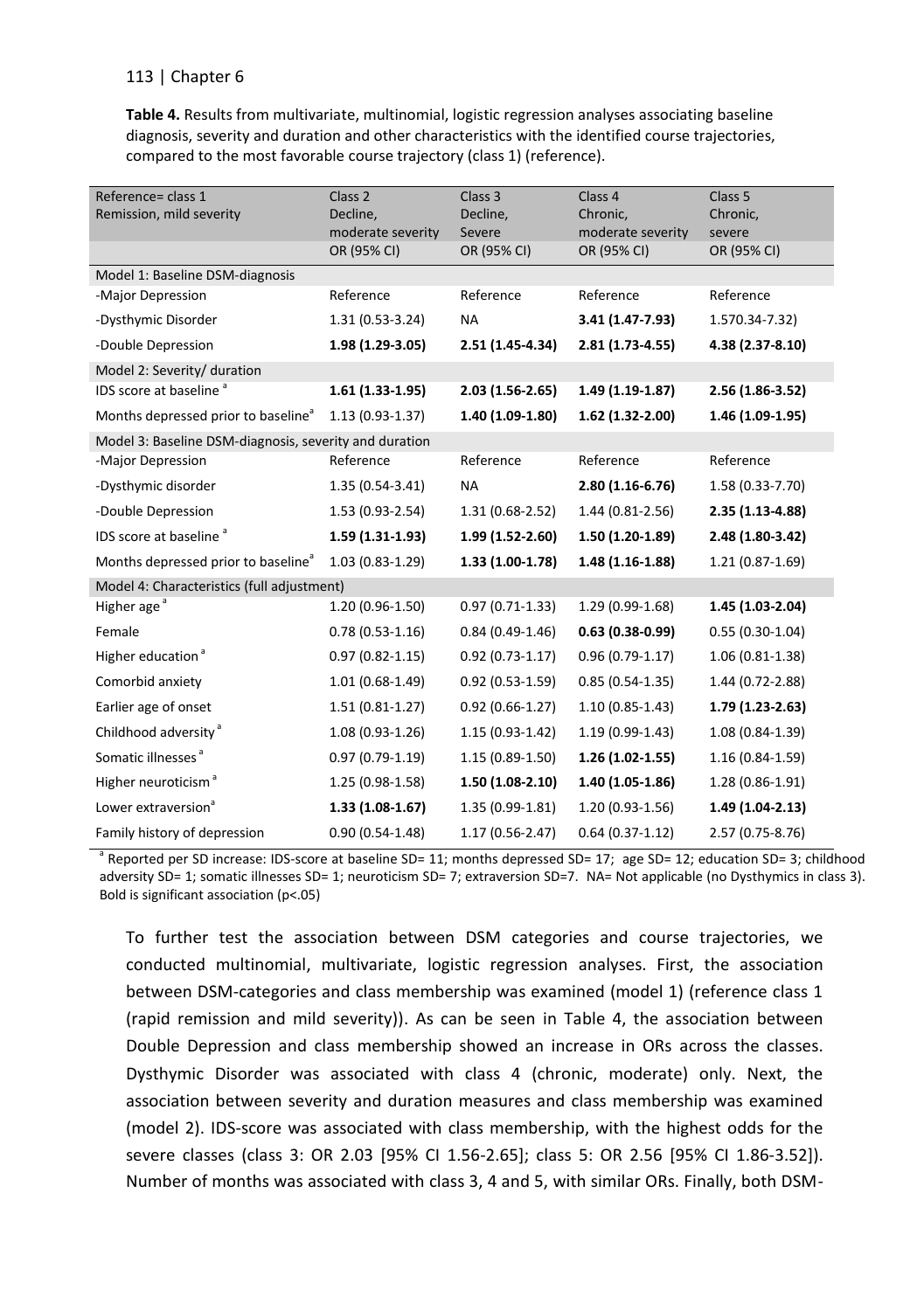**Table 4.** Results from multivariate, multinomial, logistic regression analyses associating baseline diagnosis, severity and duration and other characteristics with the identified course trajectories, compared to the most favorable course trajectory (class 1) (reference).

| Reference= class 1 Remission, mild severity | Class 2 Decline, moderate severity | Class 3 Decline, Severe | Class 4 Chronic, moderate severity | Class 5 Chronic, severe |
|---|---|---|---|---|
| | OR (95% CI) | OR (95% CI) | OR (95% CI) | OR (95% CI) |
| Model 1: Baseline DSM-diagnosis | | | | |
| -Major Depression | Reference | Reference | Reference | Reference |
| -Dysthymic Disorder | 1.31 (0.53-3.24) | NA | **3.41 (1.47-7.93)** | 1.570.34-7.32) |
| -Double Depression | **1.98 (1.29-3.05)** | **2.51 (1.45-4.34)** | **2.81 (1.73-4.55)** | **4.38 (2.37-8.10)** |
| Model 2: Severity/ duration | | | | |
| IDS score at baseline [a] | **1.61 (1.33-1.95)** | **2.03 (1.56-2.65)** | **1.49 (1.19-1.87)** | **2.56 (1.86-3.52)** |
| Months depressed prior to baseline[a] | 1.13 (0.93-1.37) | **1.40 (1.09-1.80)** | **1.62 (1.32-2.00)** | **1.46 (1.09-1.95)** |
| Model 3: Baseline DSM-diagnosis, severity and duration | | | | |
| -Major Depression | Reference | Reference | Reference | Reference |
| -Dysthymic disorder | 1.35 (0.54-3.41) | NA | **2.80 (1.16-6.76)** | 1.58 (0.33-7.70) |
| -Double Depression | 1.53 (0.93-2.54) | 1.31 (0.68-2.52) | 1.44 (0.81-2.56) | **2.35 (1.13-4.88)** |
| IDS score at baseline [a] | **1.59 (1.31-1.93)** | **1.99 (1.52-2.60)** | **1.50 (1.20-1.89)** | **2.48 (1.80-3.42)** |
| Months depressed prior to baseline[a] | 1.03 (0.83-1.29) | **1.33 (1.00-1.78)** | **1.48 (1.16-1.88)** | 1.21 (0.87-1.69) |
| Model 4: Characteristics (full adjustment) | | | | |
| Higher age [a] | 1.20 (0.96-1.50) | 0.97 (0.71-1.33) | 1.29 (0.99-1.68) | **1.45 (1.03-2.04)** |
| Female | 0.78 (0.53-1.16) | 0.84 (0.49-1.46) | **0.63 (0.38-0.99)** | 0.55 (0.30-1.04) |
| Higher education [a] | 0.97 (0.82-1.15) | 0.92 (0.73-1.17) | 0.96 (0.79-1.17) | 1.06 (0.81-1.38) |
| Comorbid anxiety | 1.01 (0.68-1.49) | 0.92 (0.53-1.59) | 0.85 (0.54-1.35) | 1.44 (0.72-2.88) |
| Earlier age of onset | 1.51 (0.81-1.27) | 0.92 (0.66-1.27) | 1.10 (0.85-1.43) | **1.79 (1.23-2.63)** |
| Childhood adversity [a] | 1.08 (0.93-1.26) | 1.15 (0.93-1.42) | 1.19 (0.99-1.43) | 1.08 (0.84-1.39) |
| Somatic illnesses [a] | 0.97 (0.79-1.19) | 1.15 (0.89-1.50) | **1.26 (1.02-1.55)** | 1.16 (0.84-1.59) |
| Higher neuroticism [a] | 1.25 (0.98-1.58) | **1.50 (1.08-2.10)** | **1.40 (1.05-1.86)** | 1.28 (0.86-1.91) |
| Lower extraversion[a] | **1.33 (1.08-1.67)** | 1.35 (0.99-1.81) | 1.20 (0.93-1.56) | **1.49 (1.04-2.13)** |
| Family history of depression | 0.90 (0.54-1.48) | 1.17 (0.56-2.47) | 0.64 (0.37-1.12) | 2.57 (0.75-8.76) |

[a] Reported per SD increase: IDS-score at baseline SD= 11; months depressed SD= 17; age SD= 12; education SD= 3; childhood adversity SD= 1; somatic illnesses SD= 1; neuroticism SD= 7; extraversion SD=7. NA= Not applicable (no Dysthymics in class 3). Bold is significant association (p<.05)

To further test the association between DSM categories and course trajectories, we conducted multinomial, multivariate, logistic regression analyses. First, the association between DSM-categories and class membership was examined (model 1) (reference class 1 (rapid remission and mild severity)). As can be seen in Table 4, the association between Double Depression and class membership showed an increase in ORs across the classes. Dysthymic Disorder was associated with class 4 (chronic, moderate) only. Next, the association between severity and duration measures and class membership was examined (model 2). IDS-score was associated with class membership, with the highest odds for the severe classes (class 3: OR 2.03 [95% CI 1.56-2.65]; class 5: OR 2.56 [95% CI 1.86-3.52]). Number of months was associated with class 3, 4 and 5, with similar ORs. Finally, both DSM-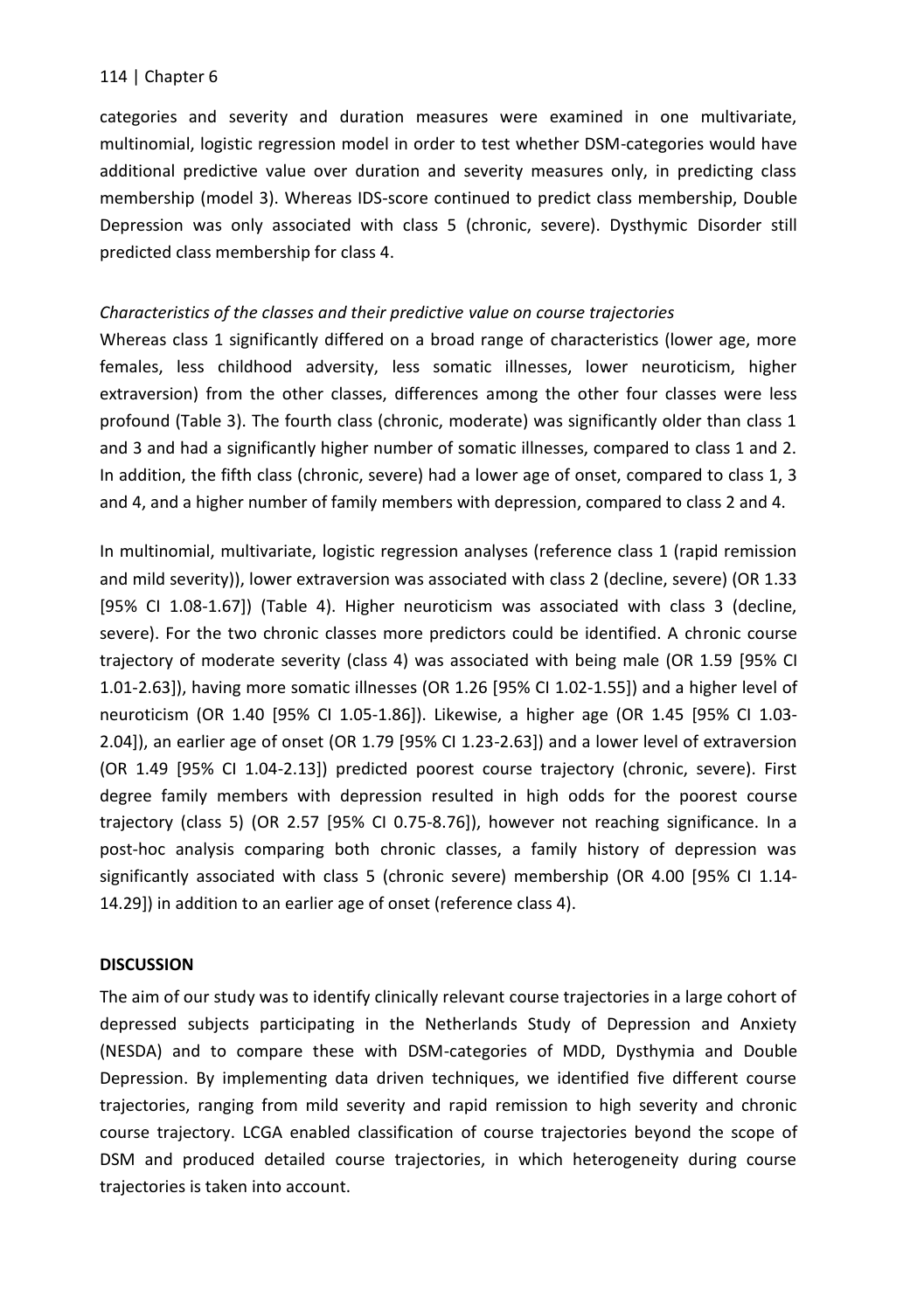categories and severity and duration measures were examined in one multivariate, multinomial, logistic regression model in order to test whether DSM-categories would have additional predictive value over duration and severity measures only, in predicting class membership (model 3). Whereas IDS-score continued to predict class membership, Double Depression was only associated with class 5 (chronic, severe). Dysthymic Disorder still predicted class membership for class 4.

*Characteristics of the classes and their predictive value on course trajectories*

Whereas class 1 significantly differed on a broad range of characteristics (lower age, more females, less childhood adversity, less somatic illnesses, lower neuroticism, higher extraversion) from the other classes, differences among the other four classes were less profound (Table 3). The fourth class (chronic, moderate) was significantly older than class 1 and 3 and had a significantly higher number of somatic illnesses, compared to class 1 and 2. In addition, the fifth class (chronic, severe) had a lower age of onset, compared to class 1, 3 and 4, and a higher number of family members with depression, compared to class 2 and 4.

In multinomial, multivariate, logistic regression analyses (reference class 1 (rapid remission and mild severity)), lower extraversion was associated with class 2 (decline, severe) (OR 1.33 [95% CI 1.08-1.67]) (Table 4). Higher neuroticism was associated with class 3 (decline, severe). For the two chronic classes more predictors could be identified. A chronic course trajectory of moderate severity (class 4) was associated with being male (OR 1.59 [95% CI 1.01-2.63]), having more somatic illnesses (OR 1.26 [95% CI 1.02-1.55]) and a higher level of neuroticism (OR 1.40 [95% CI 1.05-1.86]). Likewise, a higher age (OR 1.45 [95% CI 1.03-2.04]), an earlier age of onset (OR 1.79 [95% CI 1.23-2.63]) and a lower level of extraversion (OR 1.49 [95% CI 1.04-2.13]) predicted poorest course trajectory (chronic, severe). First degree family members with depression resulted in high odds for the poorest course trajectory (class 5) (OR 2.57 [95% CI 0.75-8.76]), however not reaching significance. In a post-hoc analysis comparing both chronic classes, a family history of depression was significantly associated with class 5 (chronic severe) membership (OR 4.00 [95% CI 1.14-14.29]) in addition to an earlier age of onset (reference class 4).

## DISCUSSION

The aim of our study was to identify clinically relevant course trajectories in a large cohort of depressed subjects participating in the Netherlands Study of Depression and Anxiety (NESDA) and to compare these with DSM-categories of MDD, Dysthymia and Double Depression. By implementing data driven techniques, we identified five different course trajectories, ranging from mild severity and rapid remission to high severity and chronic course trajectory. LCGA enabled classification of course trajectories beyond the scope of DSM and produced detailed course trajectories, in which heterogeneity during course trajectories is taken into account.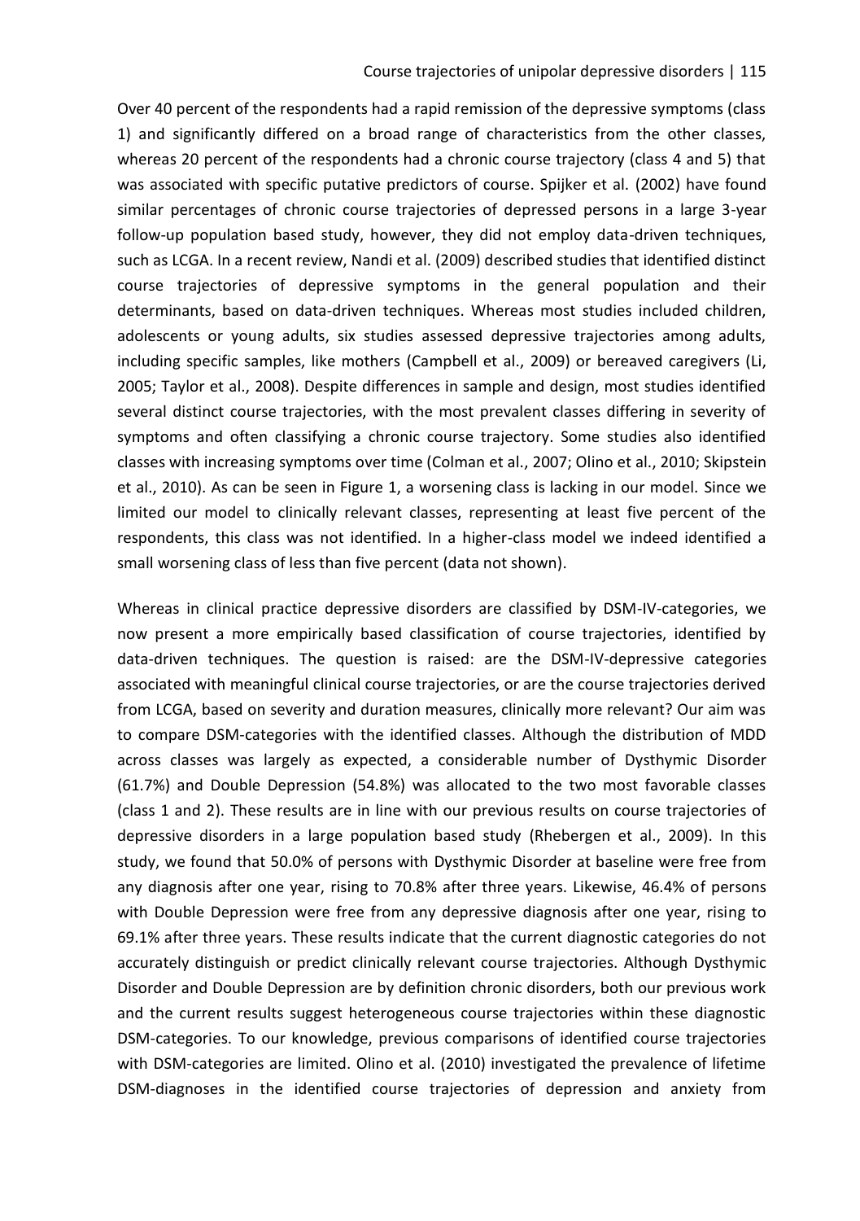Over 40 percent of the respondents had a rapid remission of the depressive symptoms (class 1) and significantly differed on a broad range of characteristics from the other classes, whereas 20 percent of the respondents had a chronic course trajectory (class 4 and 5) that was associated with specific putative predictors of course. Spijker et al. (2002) have found similar percentages of chronic course trajectories of depressed persons in a large 3-year follow-up population based study, however, they did not employ data-driven techniques, such as LCGA. In a recent review, Nandi et al. (2009) described studies that identified distinct course trajectories of depressive symptoms in the general population and their determinants, based on data-driven techniques. Whereas most studies included children, adolescents or young adults, six studies assessed depressive trajectories among adults, including specific samples, like mothers (Campbell et al., 2009) or bereaved caregivers (Li, 2005; Taylor et al., 2008). Despite differences in sample and design, most studies identified several distinct course trajectories, with the most prevalent classes differing in severity of symptoms and often classifying a chronic course trajectory. Some studies also identified classes with increasing symptoms over time (Colman et al., 2007; Olino et al., 2010; Skipstein et al., 2010). As can be seen in Figure 1, a worsening class is lacking in our model. Since we limited our model to clinically relevant classes, representing at least five percent of the respondents, this class was not identified. In a higher-class model we indeed identified a small worsening class of less than five percent (data not shown).

Whereas in clinical practice depressive disorders are classified by DSM-IV-categories, we now present a more empirically based classification of course trajectories, identified by data-driven techniques. The question is raised: are the DSM-IV-depressive categories associated with meaningful clinical course trajectories, or are the course trajectories derived from LCGA, based on severity and duration measures, clinically more relevant? Our aim was to compare DSM-categories with the identified classes. Although the distribution of MDD across classes was largely as expected, a considerable number of Dysthymic Disorder (61.7%) and Double Depression (54.8%) was allocated to the two most favorable classes (class 1 and 2). These results are in line with our previous results on course trajectories of depressive disorders in a large population based study (Rhebergen et al., 2009). In this study, we found that 50.0% of persons with Dysthymic Disorder at baseline were free from any diagnosis after one year, rising to 70.8% after three years. Likewise, 46.4% of persons with Double Depression were free from any depressive diagnosis after one year, rising to 69.1% after three years. These results indicate that the current diagnostic categories do not accurately distinguish or predict clinically relevant course trajectories. Although Dysthymic Disorder and Double Depression are by definition chronic disorders, both our previous work and the current results suggest heterogeneous course trajectories within these diagnostic DSM-categories. To our knowledge, previous comparisons of identified course trajectories with DSM-categories are limited. Olino et al. (2010) investigated the prevalence of lifetime DSM-diagnoses in the identified course trajectories of depression and anxiety from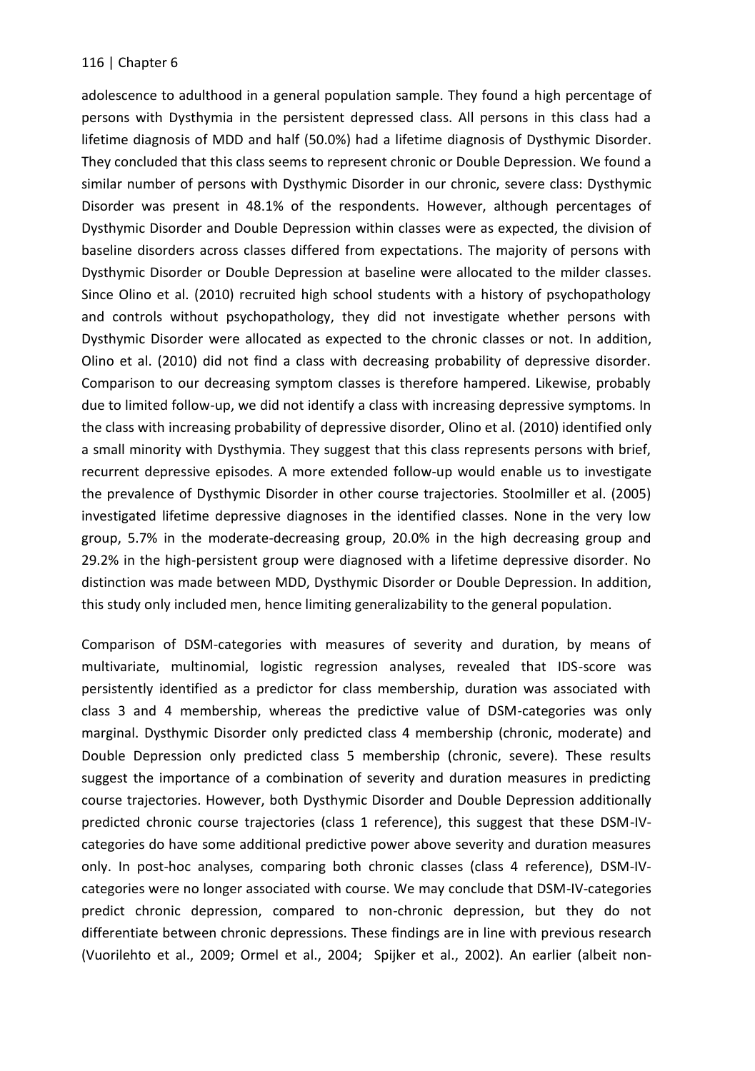adolescence to adulthood in a general population sample. They found a high percentage of persons with Dysthymia in the persistent depressed class. All persons in this class had a lifetime diagnosis of MDD and half (50.0%) had a lifetime diagnosis of Dysthymic Disorder. They concluded that this class seems to represent chronic or Double Depression. We found a similar number of persons with Dysthymic Disorder in our chronic, severe class: Dysthymic Disorder was present in 48.1% of the respondents. However, although percentages of Dysthymic Disorder and Double Depression within classes were as expected, the division of baseline disorders across classes differed from expectations. The majority of persons with Dysthymic Disorder or Double Depression at baseline were allocated to the milder classes. Since Olino et al. (2010) recruited high school students with a history of psychopathology and controls without psychopathology, they did not investigate whether persons with Dysthymic Disorder were allocated as expected to the chronic classes or not. In addition, Olino et al. (2010) did not find a class with decreasing probability of depressive disorder. Comparison to our decreasing symptom classes is therefore hampered. Likewise, probably due to limited follow-up, we did not identify a class with increasing depressive symptoms. In the class with increasing probability of depressive disorder, Olino et al. (2010) identified only a small minority with Dysthymia. They suggest that this class represents persons with brief, recurrent depressive episodes. A more extended follow-up would enable us to investigate the prevalence of Dysthymic Disorder in other course trajectories. Stoolmiller et al. (2005) investigated lifetime depressive diagnoses in the identified classes. None in the very low group, 5.7% in the moderate-decreasing group, 20.0% in the high decreasing group and 29.2% in the high-persistent group were diagnosed with a lifetime depressive disorder. No distinction was made between MDD, Dysthymic Disorder or Double Depression. In addition, this study only included men, hence limiting generalizability to the general population.

Comparison of DSM-categories with measures of severity and duration, by means of multivariate, multinomial, logistic regression analyses, revealed that IDS-score was persistently identified as a predictor for class membership, duration was associated with class 3 and 4 membership, whereas the predictive value of DSM-categories was only marginal. Dysthymic Disorder only predicted class 4 membership (chronic, moderate) and Double Depression only predicted class 5 membership (chronic, severe). These results suggest the importance of a combination of severity and duration measures in predicting course trajectories. However, both Dysthymic Disorder and Double Depression additionally predicted chronic course trajectories (class 1 reference), this suggest that these DSM-IV-categories do have some additional predictive power above severity and duration measures only. In post-hoc analyses, comparing both chronic classes (class 4 reference), DSM-IV-categories were no longer associated with course. We may conclude that DSM-IV-categories predict chronic depression, compared to non-chronic depression, but they do not differentiate between chronic depressions. These findings are in line with previous research (Vuorilehto et al., 2009; Ormel et al., 2004; Spijker et al., 2002). An earlier (albeit non-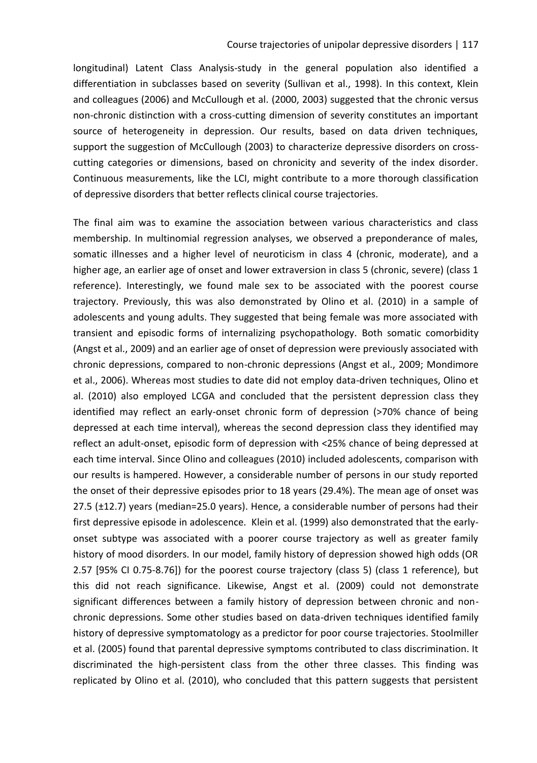longitudinal) Latent Class Analysis-study in the general population also identified a differentiation in subclasses based on severity (Sullivan et al., 1998). In this context, Klein and colleagues (2006) and McCullough et al. (2000, 2003) suggested that the chronic versus non-chronic distinction with a cross-cutting dimension of severity constitutes an important source of heterogeneity in depression. Our results, based on data driven techniques, support the suggestion of McCullough (2003) to characterize depressive disorders on cross-cutting categories or dimensions, based on chronicity and severity of the index disorder. Continuous measurements, like the LCI, might contribute to a more thorough classification of depressive disorders that better reflects clinical course trajectories.

The final aim was to examine the association between various characteristics and class membership. In multinomial regression analyses, we observed a preponderance of males, somatic illnesses and a higher level of neuroticism in class 4 (chronic, moderate), and a higher age, an earlier age of onset and lower extraversion in class 5 (chronic, severe) (class 1 reference). Interestingly, we found male sex to be associated with the poorest course trajectory. Previously, this was also demonstrated by Olino et al. (2010) in a sample of adolescents and young adults. They suggested that being female was more associated with transient and episodic forms of internalizing psychopathology. Both somatic comorbidity (Angst et al., 2009) and an earlier age of onset of depression were previously associated with chronic depressions, compared to non-chronic depressions (Angst et al., 2009; Mondimore et al., 2006). Whereas most studies to date did not employ data-driven techniques, Olino et al. (2010) also employed LCGA and concluded that the persistent depression class they identified may reflect an early-onset chronic form of depression (>70% chance of being depressed at each time interval), whereas the second depression class they identified may reflect an adult-onset, episodic form of depression with <25% chance of being depressed at each time interval. Since Olino and colleagues (2010) included adolescents, comparison with our results is hampered. However, a considerable number of persons in our study reported the onset of their depressive episodes prior to 18 years (29.4%). The mean age of onset was 27.5 (±12.7) years (median=25.0 years). Hence, a considerable number of persons had their first depressive episode in adolescence. Klein et al. (1999) also demonstrated that the early-onset subtype was associated with a poorer course trajectory as well as greater family history of mood disorders. In our model, family history of depression showed high odds (OR 2.57 [95% CI 0.75-8.76]) for the poorest course trajectory (class 5) (class 1 reference), but this did not reach significance. Likewise, Angst et al. (2009) could not demonstrate significant differences between a family history of depression between chronic and non-chronic depressions. Some other studies based on data-driven techniques identified family history of depressive symptomatology as a predictor for poor course trajectories. Stoolmiller et al. (2005) found that parental depressive symptoms contributed to class discrimination. It discriminated the high-persistent class from the other three classes. This finding was replicated by Olino et al. (2010), who concluded that this pattern suggests that persistent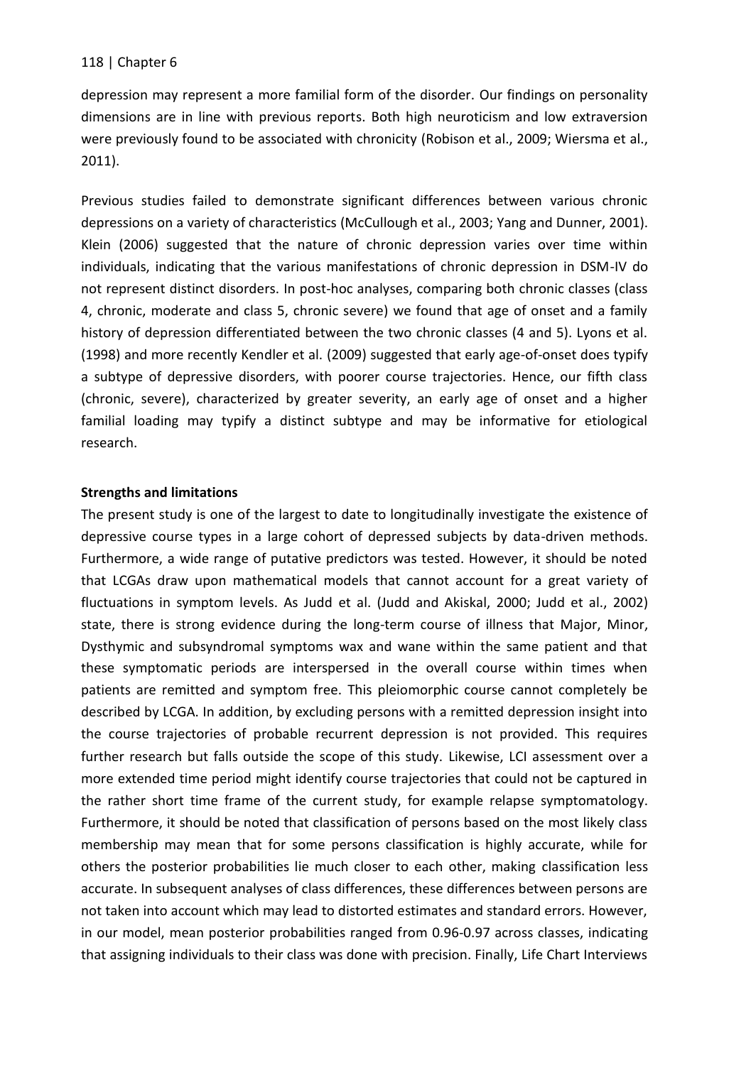depression may represent a more familial form of the disorder. Our findings on personality dimensions are in line with previous reports. Both high neuroticism and low extraversion were previously found to be associated with chronicity (Robison et al., 2009; Wiersma et al., 2011).

Previous studies failed to demonstrate significant differences between various chronic depressions on a variety of characteristics (McCullough et al., 2003; Yang and Dunner, 2001). Klein (2006) suggested that the nature of chronic depression varies over time within individuals, indicating that the various manifestations of chronic depression in DSM-IV do not represent distinct disorders. In post-hoc analyses, comparing both chronic classes (class 4, chronic, moderate and class 5, chronic severe) we found that age of onset and a family history of depression differentiated between the two chronic classes (4 and 5). Lyons et al. (1998) and more recently Kendler et al. (2009) suggested that early age-of-onset does typify a subtype of depressive disorders, with poorer course trajectories. Hence, our fifth class (chronic, severe), characterized by greater severity, an early age of onset and a higher familial loading may typify a distinct subtype and may be informative for etiological research.

**Strengths and limitations**

The present study is one of the largest to date to longitudinally investigate the existence of depressive course types in a large cohort of depressed subjects by data-driven methods. Furthermore, a wide range of putative predictors was tested. However, it should be noted that LCGAs draw upon mathematical models that cannot account for a great variety of fluctuations in symptom levels. As Judd et al. (Judd and Akiskal, 2000; Judd et al., 2002) state, there is strong evidence during the long-term course of illness that Major, Minor, Dysthymic and subsyndromal symptoms wax and wane within the same patient and that these symptomatic periods are interspersed in the overall course within times when patients are remitted and symptom free. This pleiomorphic course cannot completely be described by LCGA. In addition, by excluding persons with a remitted depression insight into the course trajectories of probable recurrent depression is not provided. This requires further research but falls outside the scope of this study. Likewise, LCI assessment over a more extended time period might identify course trajectories that could not be captured in the rather short time frame of the current study, for example relapse symptomatology. Furthermore, it should be noted that classification of persons based on the most likely class membership may mean that for some persons classification is highly accurate, while for others the posterior probabilities lie much closer to each other, making classification less accurate. In subsequent analyses of class differences, these differences between persons are not taken into account which may lead to distorted estimates and standard errors. However, in our model, mean posterior probabilities ranged from 0.96-0.97 across classes, indicating that assigning individuals to their class was done with precision. Finally, Life Chart Interviews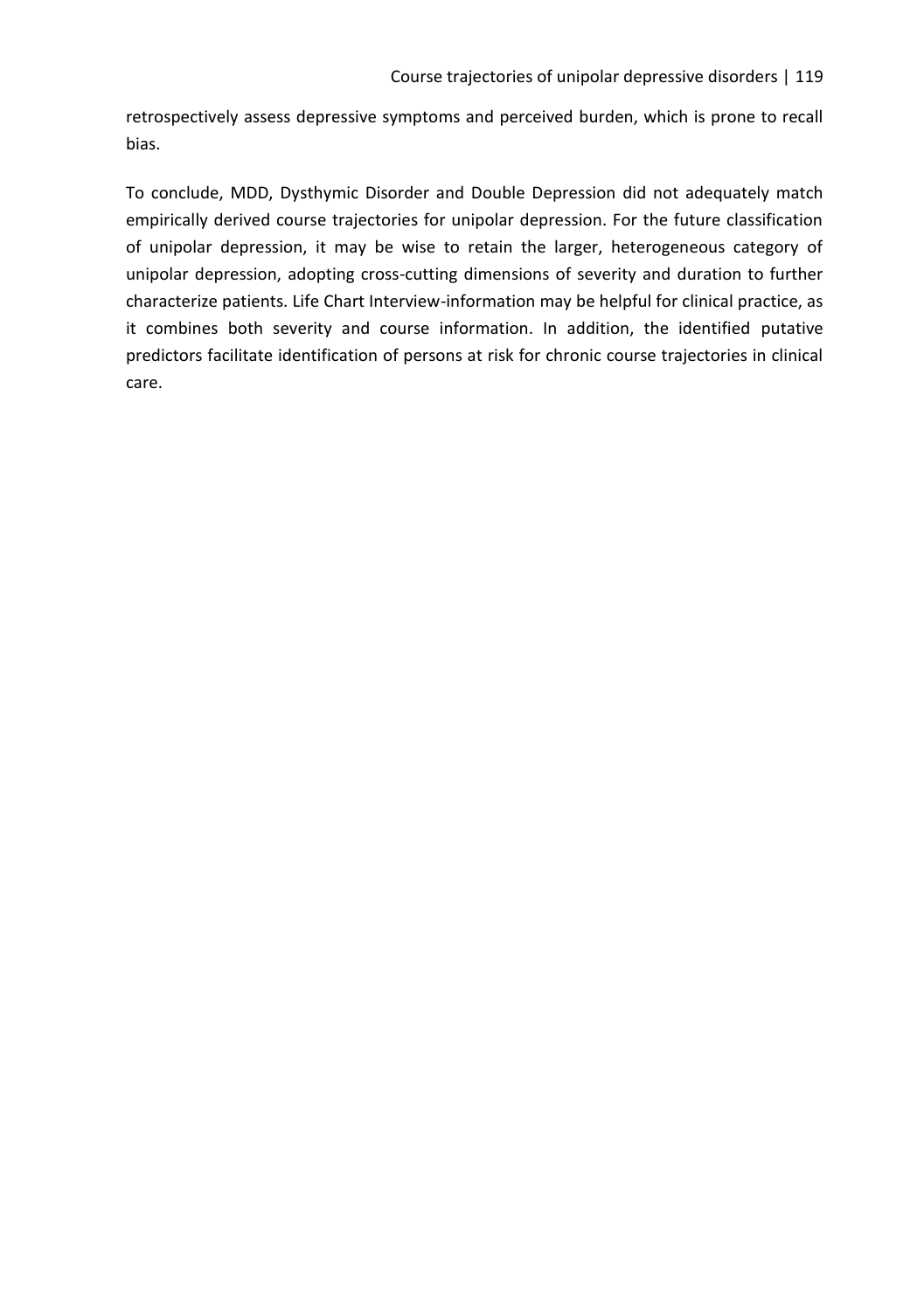retrospectively assess depressive symptoms and perceived burden, which is prone to recall bias.

To conclude, MDD, Dysthymic Disorder and Double Depression did not adequately match empirically derived course trajectories for unipolar depression. For the future classification of unipolar depression, it may be wise to retain the larger, heterogeneous category of unipolar depression, adopting cross-cutting dimensions of severity and duration to further characterize patients. Life Chart Interview-information may be helpful for clinical practice, as it combines both severity and course information. In addition, the identified putative predictors facilitate identification of persons at risk for chronic course trajectories in clinical care.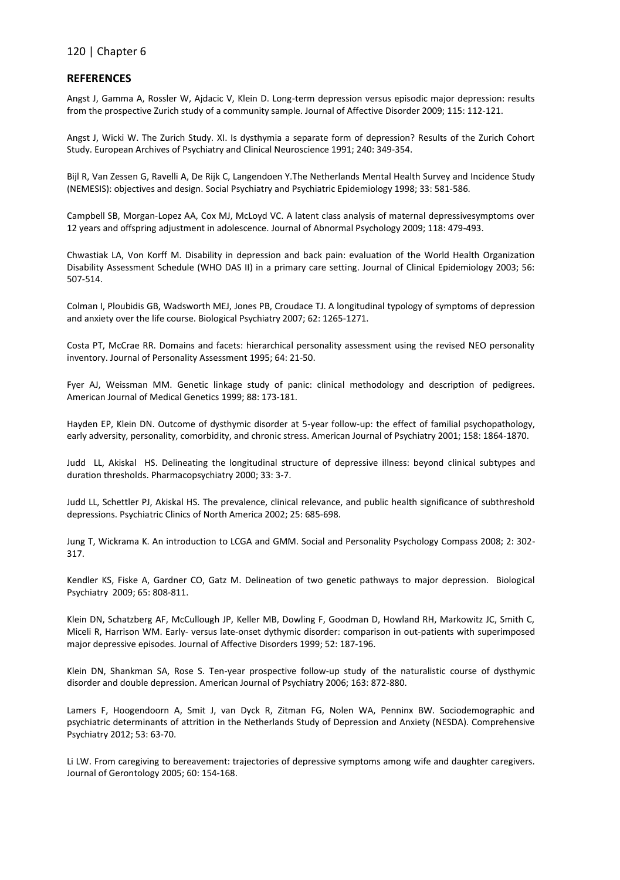## REFERENCES

Angst J, Gamma A, Rossler W, Ajdacic V, Klein D. Long-term depression versus episodic major depression: results from the prospective Zurich study of a community sample. Journal of Affective Disorder 2009; 115: 112-121.

Angst J, Wicki W. The Zurich Study. XI. Is dysthymia a separate form of depression? Results of the Zurich Cohort Study. European Archives of Psychiatry and Clinical Neuroscience 1991; 240: 349-354.

Bijl R, Van Zessen G, Ravelli A, De Rijk C, Langendoen Y.The Netherlands Mental Health Survey and Incidence Study (NEMESIS): objectives and design. Social Psychiatry and Psychiatric Epidemiology 1998; 33: 581-586.

Campbell SB, Morgan-Lopez AA, Cox MJ, McLoyd VC. A latent class analysis of maternal depressivesymptoms over 12 years and offspring adjustment in adolescence. Journal of Abnormal Psychology 2009; 118: 479-493.

Chwastiak LA, Von Korff M. Disability in depression and back pain: evaluation of the World Health Organization Disability Assessment Schedule (WHO DAS II) in a primary care setting. Journal of Clinical Epidemiology 2003; 56: 507-514.

Colman I, Ploubidis GB, Wadsworth MEJ, Jones PB, Croudace TJ. A longitudinal typology of symptoms of depression and anxiety over the life course. Biological Psychiatry 2007; 62: 1265-1271.

Costa PT, McCrae RR. Domains and facets: hierarchical personality assessment using the revised NEO personality inventory. Journal of Personality Assessment 1995; 64: 21-50.

Fyer AJ, Weissman MM. Genetic linkage study of panic: clinical methodology and description of pedigrees. American Journal of Medical Genetics 1999; 88: 173-181.

Hayden EP, Klein DN. Outcome of dysthymic disorder at 5-year follow-up: the effect of familial psychopathology, early adversity, personality, comorbidity, and chronic stress. American Journal of Psychiatry 2001; 158: 1864-1870.

Judd LL, Akiskal HS. Delineating the longitudinal structure of depressive illness: beyond clinical subtypes and duration thresholds. Pharmacopsychiatry 2000; 33: 3-7.

Judd LL, Schettler PJ, Akiskal HS. The prevalence, clinical relevance, and public health significance of subthreshold depressions. Psychiatric Clinics of North America 2002; 25: 685-698.

Jung T, Wickrama K. An introduction to LCGA and GMM. Social and Personality Psychology Compass 2008; 2: 302-317.

Kendler KS, Fiske A, Gardner CO, Gatz M. Delineation of two genetic pathways to major depression. Biological Psychiatry 2009; 65: 808-811.

Klein DN, Schatzberg AF, McCullough JP, Keller MB, Dowling F, Goodman D, Howland RH, Markowitz JC, Smith C, Miceli R, Harrison WM. Early- versus late-onset dythymic disorder: comparison in out-patients with superimposed major depressive episodes. Journal of Affective Disorders 1999; 52: 187-196.

Klein DN, Shankman SA, Rose S. Ten-year prospective follow-up study of the naturalistic course of dysthymic disorder and double depression. American Journal of Psychiatry 2006; 163: 872-880.

Lamers F, Hoogendoorn A, Smit J, van Dyck R, Zitman FG, Nolen WA, Penninx BW. Sociodemographic and psychiatric determinants of attrition in the Netherlands Study of Depression and Anxiety (NESDA). Comprehensive Psychiatry 2012; 53: 63-70.

Li LW. From caregiving to bereavement: trajectories of depressive symptoms among wife and daughter caregivers. Journal of Gerontology 2005; 60: 154-168.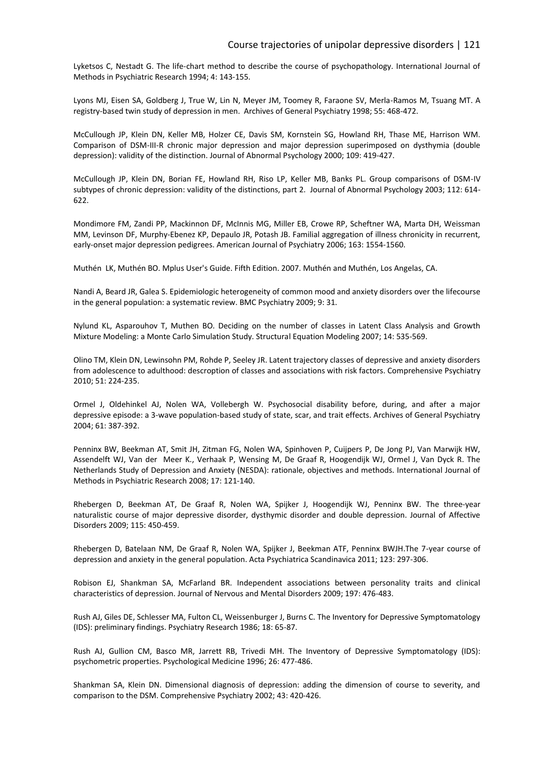Lyketsos C, Nestadt G. The life-chart method to describe the course of psychopathology. International Journal of Methods in Psychiatric Research 1994; 4: 143-155.

Lyons MJ, Eisen SA, Goldberg J, True W, Lin N, Meyer JM, Toomey R, Faraone SV, Merla-Ramos M, Tsuang MT. A registry-based twin study of depression in men. Archives of General Psychiatry 1998; 55: 468-472.

McCullough JP, Klein DN, Keller MB, Holzer CE, Davis SM, Kornstein SG, Howland RH, Thase ME, Harrison WM. Comparison of DSM-III-R chronic major depression and major depression superimposed on dysthymia (double depression): validity of the distinction. Journal of Abnormal Psychology 2000; 109: 419-427.

McCullough JP, Klein DN, Borian FE, Howland RH, Riso LP, Keller MB, Banks PL. Group comparisons of DSM-IV subtypes of chronic depression: validity of the distinctions, part 2. Journal of Abnormal Psychology 2003; 112: 614-622.

Mondimore FM, Zandi PP, Mackinnon DF, McInnis MG, Miller EB, Crowe RP, Scheftner WA, Marta DH, Weissman MM, Levinson DF, Murphy-Ebenez KP, Depaulo JR, Potash JB. Familial aggregation of illness chronicity in recurrent, early-onset major depression pedigrees. American Journal of Psychiatry 2006; 163: 1554-1560.

Muthén LK, Muthén BO. Mplus User's Guide. Fifth Edition. 2007. Muthén and Muthén, Los Angelas, CA.

Nandi A, Beard JR, Galea S. Epidemiologic heterogeneity of common mood and anxiety disorders over the lifecourse in the general population: a systematic review. BMC Psychiatry 2009; 9: 31.

Nylund KL, Asparouhov T, Muthen BO. Deciding on the number of classes in Latent Class Analysis and Growth Mixture Modeling: a Monte Carlo Simulation Study. Structural Equation Modeling 2007; 14: 535-569.

Olino TM, Klein DN, Lewinsohn PM, Rohde P, Seeley JR. Latent trajectory classes of depressive and anxiety disorders from adolescence to adulthood: descroption of classes and associations with risk factors. Comprehensive Psychiatry 2010; 51: 224-235.

Ormel J, Oldehinkel AJ, Nolen WA, Vollebergh W. Psychosocial disability before, during, and after a major depressive episode: a 3-wave population-based study of state, scar, and trait effects. Archives of General Psychiatry 2004; 61: 387-392.

Penninx BW, Beekman AT, Smit JH, Zitman FG, Nolen WA, Spinhoven P, Cuijpers P, De Jong PJ, Van Marwijk HW, Assendelft WJ, Van der Meer K., Verhaak P, Wensing M, De Graaf R, Hoogendijk WJ, Ormel J, Van Dyck R. The Netherlands Study of Depression and Anxiety (NESDA): rationale, objectives and methods. International Journal of Methods in Psychiatric Research 2008; 17: 121-140.

Rhebergen D, Beekman AT, De Graaf R, Nolen WA, Spijker J, Hoogendijk WJ, Penninx BW. The three-year naturalistic course of major depressive disorder, dysthymic disorder and double depression. Journal of Affective Disorders 2009; 115: 450-459.

Rhebergen D, Batelaan NM, De Graaf R, Nolen WA, Spijker J, Beekman ATF, Penninx BWJH.The 7-year course of depression and anxiety in the general population. Acta Psychiatrica Scandinavica 2011; 123: 297-306.

Robison EJ, Shankman SA, McFarland BR. Independent associations between personality traits and clinical characteristics of depression. Journal of Nervous and Mental Disorders 2009; 197: 476-483.

Rush AJ, Giles DE, Schlesser MA, Fulton CL, Weissenburger J, Burns C. The Inventory for Depressive Symptomatology (IDS): preliminary findings. Psychiatry Research 1986; 18: 65-87.

Rush AJ, Gullion CM, Basco MR, Jarrett RB, Trivedi MH. The Inventory of Depressive Symptomatology (IDS): psychometric properties. Psychological Medicine 1996; 26: 477-486.

Shankman SA, Klein DN. Dimensional diagnosis of depression: adding the dimension of course to severity, and comparison to the DSM. Comprehensive Psychiatry 2002; 43: 420-426.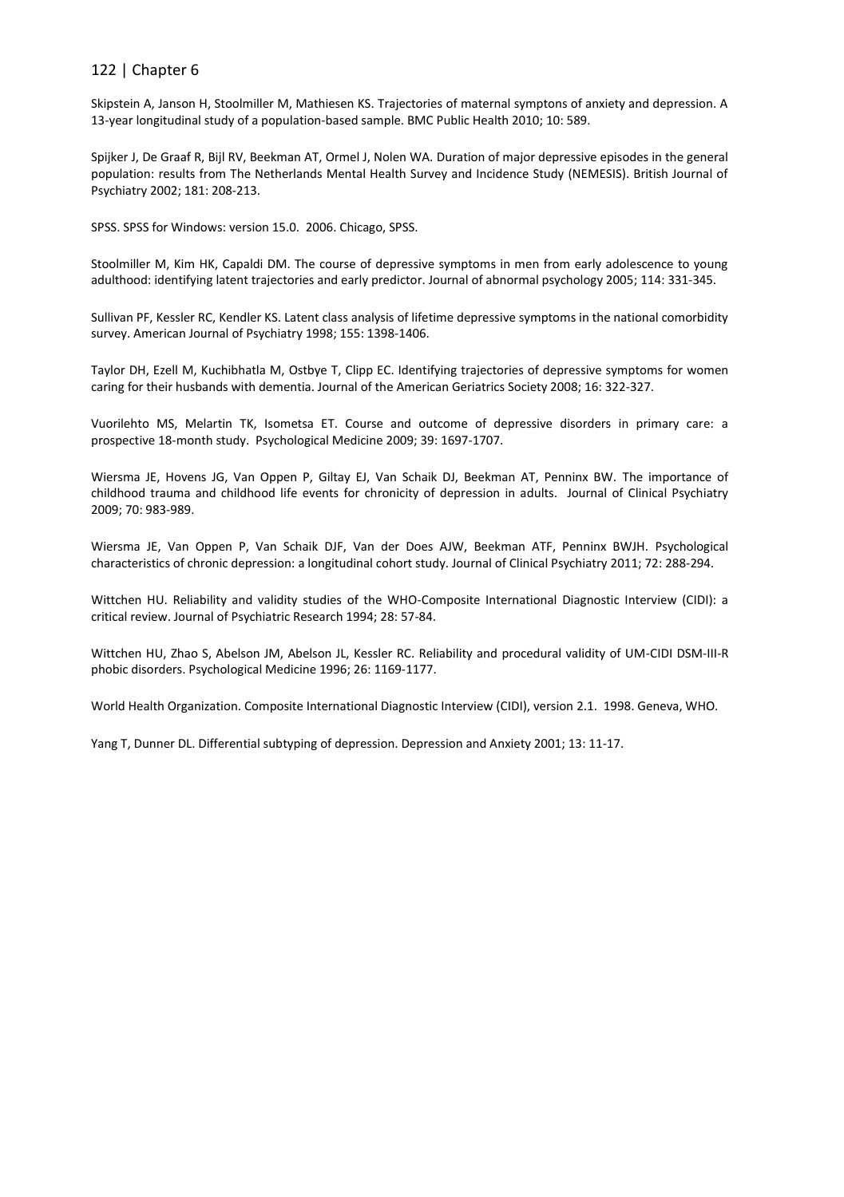Skipstein A, Janson H, Stoolmiller M, Mathiesen KS. Trajectories of maternal symptons of anxiety and depression. A 13-year longitudinal study of a population-based sample. BMC Public Health 2010; 10: 589.

Spijker J, De Graaf R, Bijl RV, Beekman AT, Ormel J, Nolen WA. Duration of major depressive episodes in the general population: results from The Netherlands Mental Health Survey and Incidence Study (NEMESIS). British Journal of Psychiatry 2002; 181: 208-213.

SPSS. SPSS for Windows: version 15.0. 2006. Chicago, SPSS.

Stoolmiller M, Kim HK, Capaldi DM. The course of depressive symptoms in men from early adolescence to young adulthood: identifying latent trajectories and early predictor. Journal of abnormal psychology 2005; 114: 331-345.

Sullivan PF, Kessler RC, Kendler KS. Latent class analysis of lifetime depressive symptoms in the national comorbidity survey. American Journal of Psychiatry 1998; 155: 1398-1406.

Taylor DH, Ezell M, Kuchibhatla M, Ostbye T, Clipp EC. Identifying trajectories of depressive symptoms for women caring for their husbands with dementia. Journal of the American Geriatrics Society 2008; 16: 322-327.

Vuorilehto MS, Melartin TK, Isometsa ET. Course and outcome of depressive disorders in primary care: a prospective 18-month study. Psychological Medicine 2009; 39: 1697-1707.

Wiersma JE, Hovens JG, Van Oppen P, Giltay EJ, Van Schaik DJ, Beekman AT, Penninx BW. The importance of childhood trauma and childhood life events for chronicity of depression in adults. Journal of Clinical Psychiatry 2009; 70: 983-989.

Wiersma JE, Van Oppen P, Van Schaik DJF, Van der Does AJW, Beekman ATF, Penninx BWJH. Psychological characteristics of chronic depression: a longitudinal cohort study. Journal of Clinical Psychiatry 2011; 72: 288-294.

Wittchen HU. Reliability and validity studies of the WHO-Composite International Diagnostic Interview (CIDI): a critical review. Journal of Psychiatric Research 1994; 28: 57-84.

Wittchen HU, Zhao S, Abelson JM, Abelson JL, Kessler RC. Reliability and procedural validity of UM-CIDI DSM-III-R phobic disorders. Psychological Medicine 1996; 26: 1169-1177.

World Health Organization. Composite International Diagnostic Interview (CIDI), version 2.1. 1998. Geneva, WHO.

Yang T, Dunner DL. Differential subtyping of depression. Depression and Anxiety 2001; 13: 11-17.